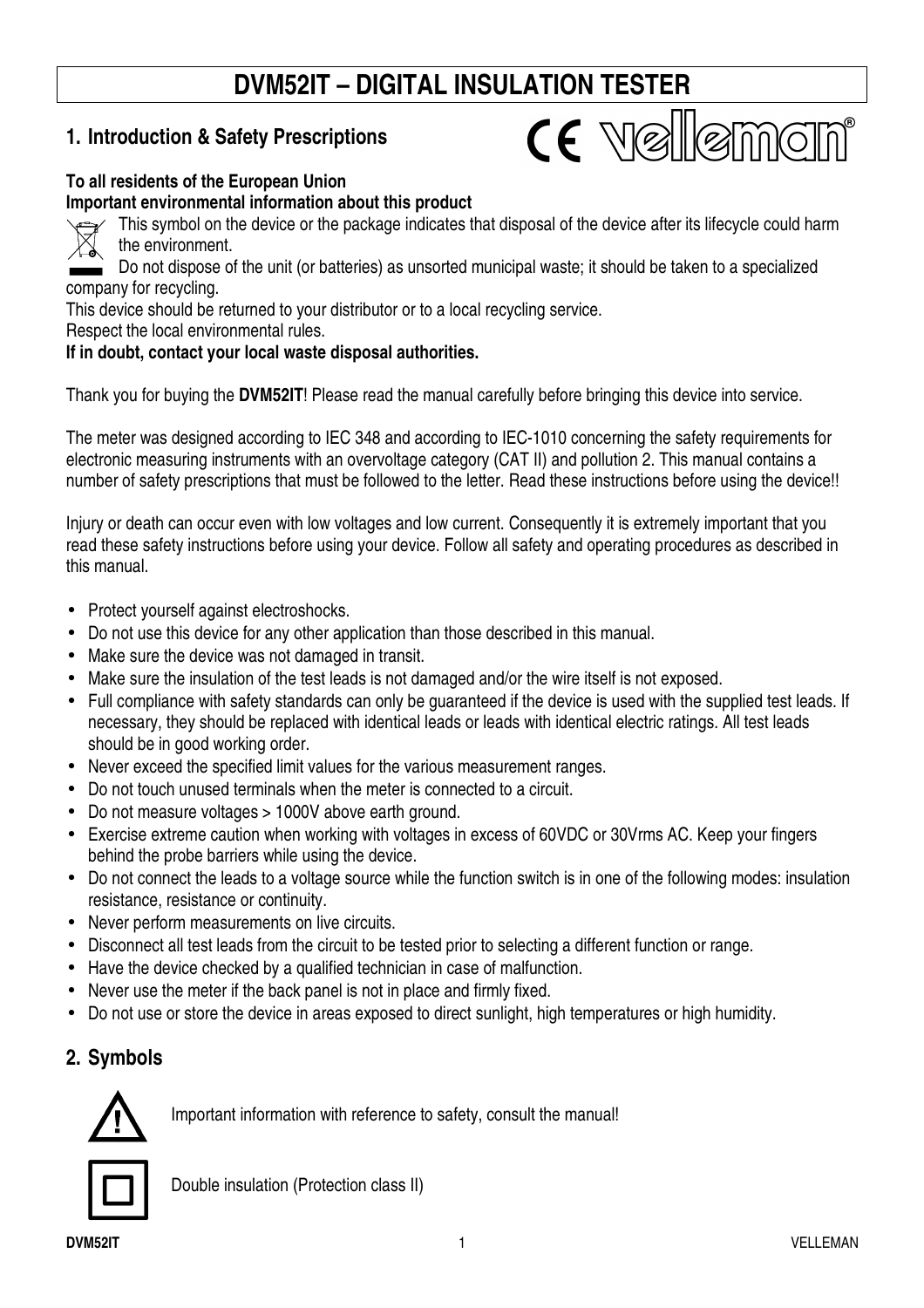# DVM52IT – DIGITAL INSULATION TESTER

## 1. Introduction & Safety Prescriptions

**To all residents of the European Union**
**Important environmental information about this product**

This symbol on the device or the package indicates that disposal of the device after its lifecycle could harm the environment.

Do not dispose of the unit (or batteries) as unsorted municipal waste; it should be taken to a specialized company for recycling.

This device should be returned to your distributor or to a local recycling service.

Respect the local environmental rules.

**If in doubt, contact your local waste disposal authorities.**

Thank you for buying the **DVM52IT**! Please read the manual carefully before bringing this device into service.

The meter was designed according to IEC 348 and according to IEC-1010 concerning the safety requirements for electronic measuring instruments with an overvoltage category (CAT II) and pollution 2. This manual contains a number of safety prescriptions that must be followed to the letter. Read these instructions before using the device!!

Injury or death can occur even with low voltages and low current. Consequently it is extremely important that you read these safety instructions before using your device. Follow all safety and operating procedures as described in this manual.

- Protect yourself against electroshocks.
- Do not use this device for any other application than those described in this manual.
- Make sure the device was not damaged in transit.
- Make sure the insulation of the test leads is not damaged and/or the wire itself is not exposed.
- Full compliance with safety standards can only be guaranteed if the device is used with the supplied test leads. If necessary, they should be replaced with identical leads or leads with identical electric ratings. All test leads should be in good working order.
- Never exceed the specified limit values for the various measurement ranges.
- Do not touch unused terminals when the meter is connected to a circuit.
- Do not measure voltages > 1000V above earth ground.
- Exercise extreme caution when working with voltages in excess of 60VDC or 30Vrms AC. Keep your fingers behind the probe barriers while using the device.
- Do not connect the leads to a voltage source while the function switch is in one of the following modes: insulation resistance, resistance or continuity.
- Never perform measurements on live circuits.
- Disconnect all test leads from the circuit to be tested prior to selecting a different function or range.
- Have the device checked by a qualified technician in case of malfunction.
- Never use the meter if the back panel is not in place and firmly fixed.
- Do not use or store the device in areas exposed to direct sunlight, high temperatures or high humidity.

## 2. Symbols

Important information with reference to safety, consult the manual!

Double insulation (Protection class II)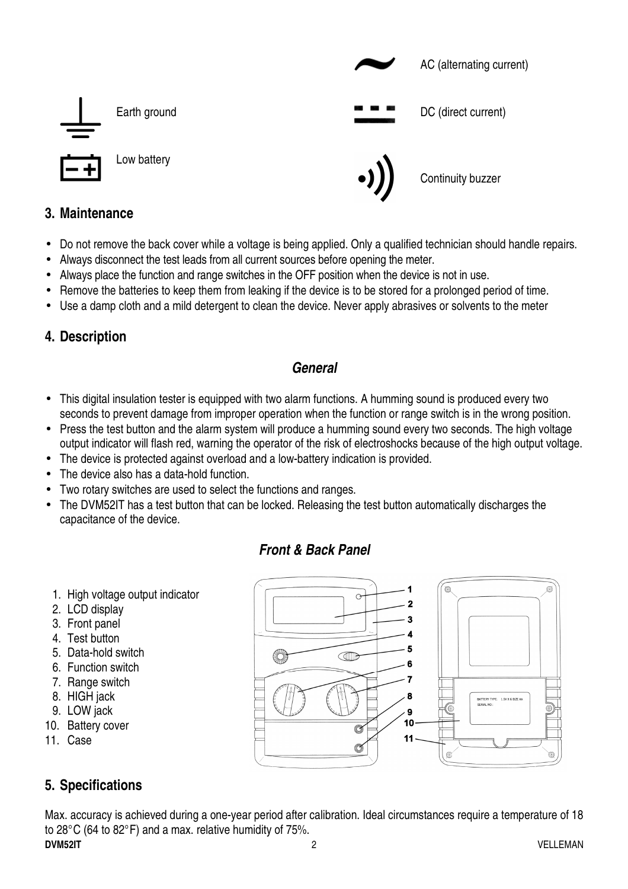| Symbol | Meaning | Symbol | Meaning |
| --- | --- | --- | --- |
| | | ~ | AC (alternating current) |
| ⏚ | Earth ground | ⎓ | DC (direct current) |
| | Low battery | | Continuity buzzer |

## 3. Maintenance

- Do not remove the back cover while a voltage is being applied. Only a qualified technician should handle repairs.
- Always disconnect the test leads from all current sources before opening the meter.
- Always place the function and range switches in the OFF position when the device is not in use.
- Remove the batteries to keep them from leaking if the device is to be stored for a prolonged period of time.
- Use a damp cloth and a mild detergent to clean the device. Never apply abrasives or solvents to the meter

## 4. Description

### *General*

- This digital insulation tester is equipped with two alarm functions. A humming sound is produced every two seconds to prevent damage from improper operation when the function or range switch is in the wrong position.
- Press the test button and the alarm system will produce a humming sound every two seconds. The high voltage output indicator will flash red, warning the operator of the risk of electroshocks because of the high output voltage.
- The device is protected against overload and a low-battery indication is provided.
- The device also has a data-hold function.
- Two rotary switches are used to select the functions and ranges.
- The DVM52IT has a test button that can be locked. Releasing the test button automatically discharges the capacitance of the device.

### *Front & Back Panel*

1. High voltage output indicator
2. LCD display
3. Front panel
4. Test button
5. Data-hold switch
6. Function switch
7. Range switch
8. HIGH jack
9. LOW jack
10. Battery cover
11. Case

## 5. Specifications

Max. accuracy is achieved during a one-year period after calibration. Ideal circumstances require a temperature of 18 to 28°C (64 to 82°F) and a max. relative humidity of 75%.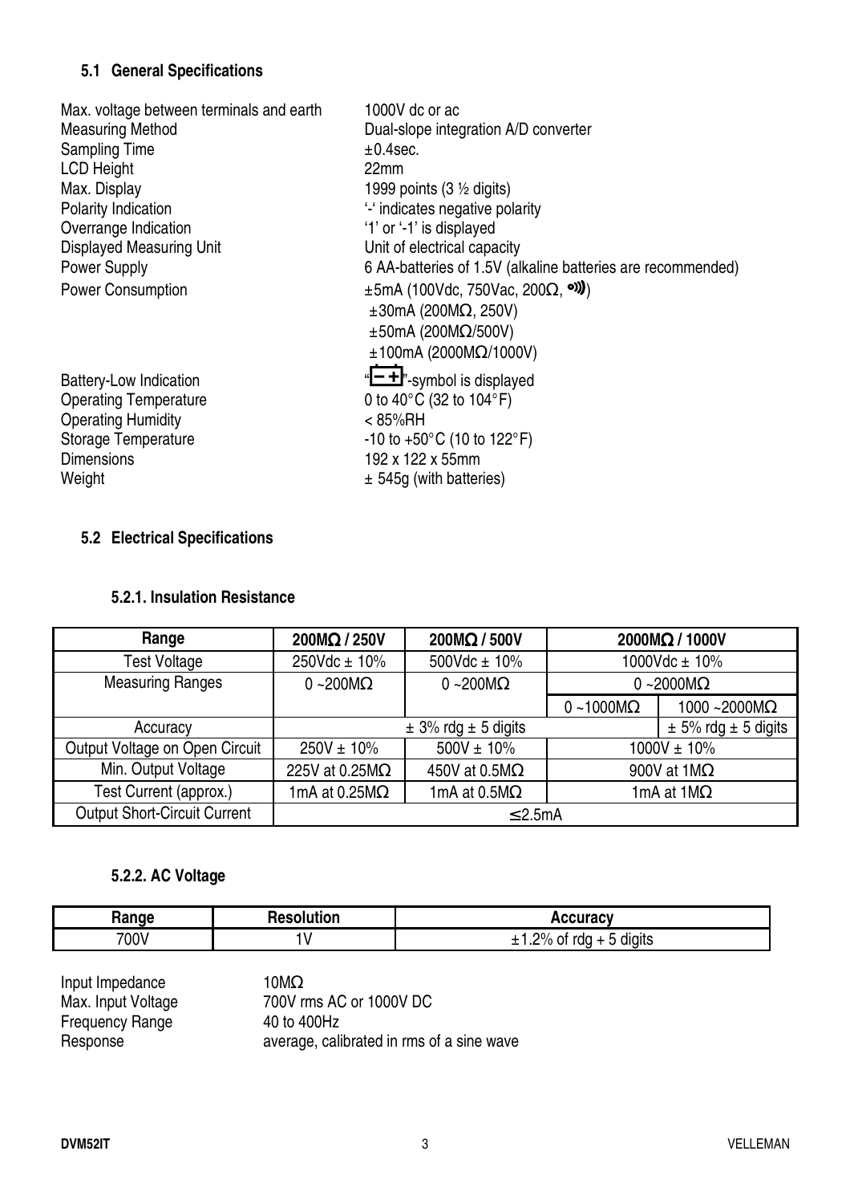## 5.1 General Specifications

| | |
|---|---|
| Max. voltage between terminals and earth | 1000V dc or ac |
| Measuring Method | Dual-slope integration A/D converter |
| Sampling Time | ±0.4sec. |
| LCD Height | 22mm |
| Max. Display | 1999 points (3 ½ digits) |
| Polarity Indication | '-' indicates negative polarity |
| Overrange Indication | '1' or '-1' is displayed |
| Displayed Measuring Unit | Unit of electrical capacity |
| Power Supply | 6 AA-batteries of 1.5V (alkaline batteries are recommended) |
| Power Consumption | ±5mA (100Vdc, 750Vac, 200Ω, •))) ) <br> ±30mA (200MΩ, 250V) <br> ±50mA (200MΩ/500V) <br> ±100mA (2000MΩ/1000V) |
| Battery-Low Indication | "[− +]"-symbol is displayed |
| Operating Temperature | 0 to 40°C (32 to 104°F) |
| Operating Humidity | < 85%RH |
| Storage Temperature | -10 to +50°C (10 to 122°F) |
| Dimensions | 192 x 122 x 55mm |
| Weight | ± 545g (with batteries) |

## 5.2 Electrical Specifications

### 5.2.1. Insulation Resistance

| Range | 200MΩ / 250V | 200MΩ / 500V | 2000MΩ / 1000V | |
|---|---|---|---|---|
| Test Voltage | 250Vdc ± 10% | 500Vdc ± 10% | 1000Vdc ± 10% | |
| Measuring Ranges | 0 ~200MΩ | 0 ~200MΩ | 0 ~2000MΩ | |
| | | | 0 ~1000MΩ | 1000 ~2000MΩ |
| Accuracy | ± 3% rdg ± 5 digits | | | ± 5% rdg ± 5 digits |
| Output Voltage on Open Circuit | 250V ± 10% | 500V ± 10% | 1000V ± 10% | |
| Min. Output Voltage | 225V at 0.25MΩ | 450V at 0.5MΩ | 900V at 1MΩ | |
| Test Current (approx.) | 1mA at 0.25MΩ | 1mA at 0.5MΩ | 1mA at 1MΩ | |
| Output Short-Circuit Current | ≤2.5mA | | | |

### 5.2.2. AC Voltage

| Range | Resolution | Accuracy |
|---|---|---|
| 700V | 1V | ±1.2% of rdg + 5 digits |

| | |
|---|---|
| Input Impedance | 10MΩ |
| Max. Input Voltage | 700V rms AC or 1000V DC |
| Frequency Range | 40 to 400Hz |
| Response | average, calibrated in rms of a sine wave |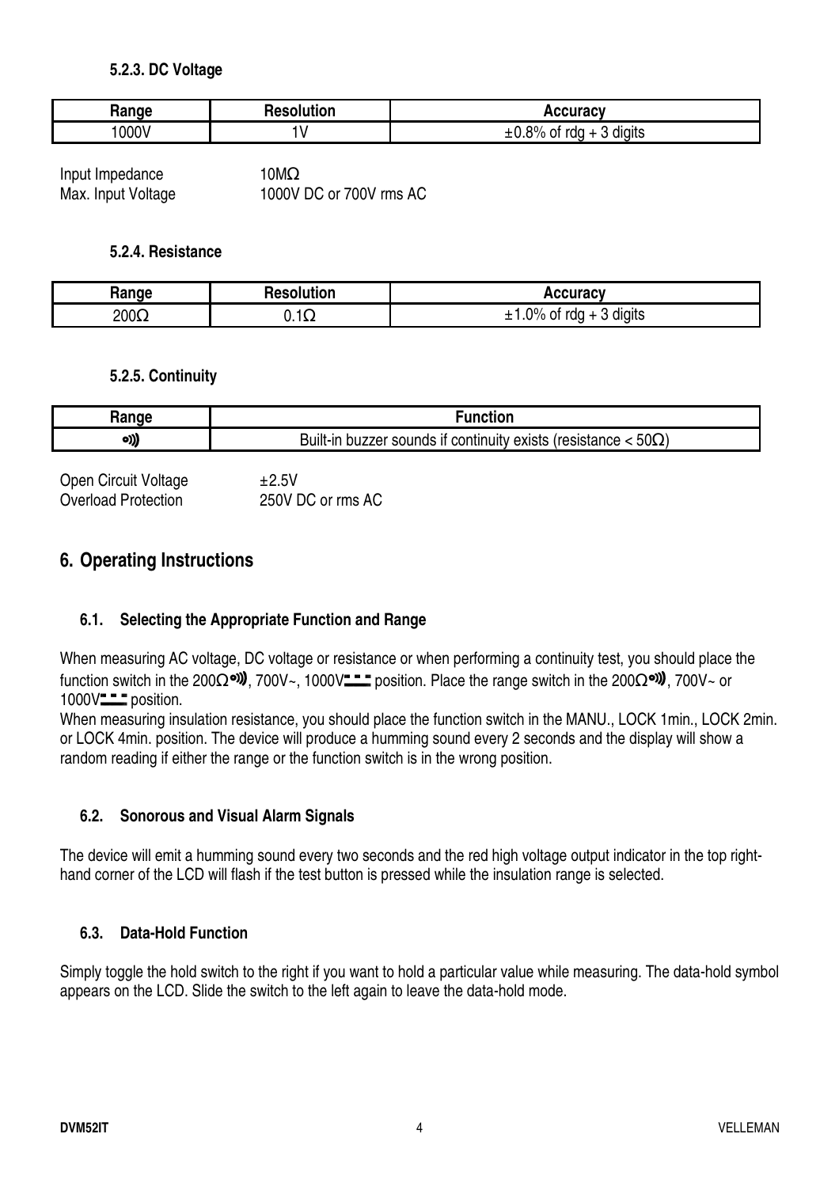#### 5.2.3. DC Voltage

| Range | Resolution | Accuracy |
| --- | --- | --- |
| 1000V | 1V | ±0.8% of rdg + 3 digits |

Input Impedance 10MΩ
Max. Input Voltage 1000V DC or 700V rms AC

#### 5.2.4. Resistance

| Range | Resolution | Accuracy |
| --- | --- | --- |
| 200Ω | 0.1Ω | ±1.0% of rdg + 3 digits |

#### 5.2.5. Continuity

| Range | Function |
| --- | --- |
| •))) | Built-in buzzer sounds if continuity exists (resistance < 50Ω) |

Open Circuit Voltage ±2.5V
Overload Protection 250V DC or rms AC

## 6. Operating Instructions

### 6.1. Selecting the Appropriate Function and Range

When measuring AC voltage, DC voltage or resistance or when performing a continuity test, you should place the function switch in the 200Ω•))), 700V~, 1000V⎓ position. Place the range switch in the 200Ω•))), 700V~ or 1000V⎓ position.
When measuring insulation resistance, you should place the function switch in the MANU., LOCK 1min., LOCK 2min. or LOCK 4min. position. The device will produce a humming sound every 2 seconds and the display will show a random reading if either the range or the function switch is in the wrong position.

### 6.2. Sonorous and Visual Alarm Signals

The device will emit a humming sound every two seconds and the red high voltage output indicator in the top right-hand corner of the LCD will flash if the test button is pressed while the insulation range is selected.

### 6.3. Data-Hold Function

Simply toggle the hold switch to the right if you want to hold a particular value while measuring. The data-hold symbol appears on the LCD. Slide the switch to the left again to leave the data-hold mode.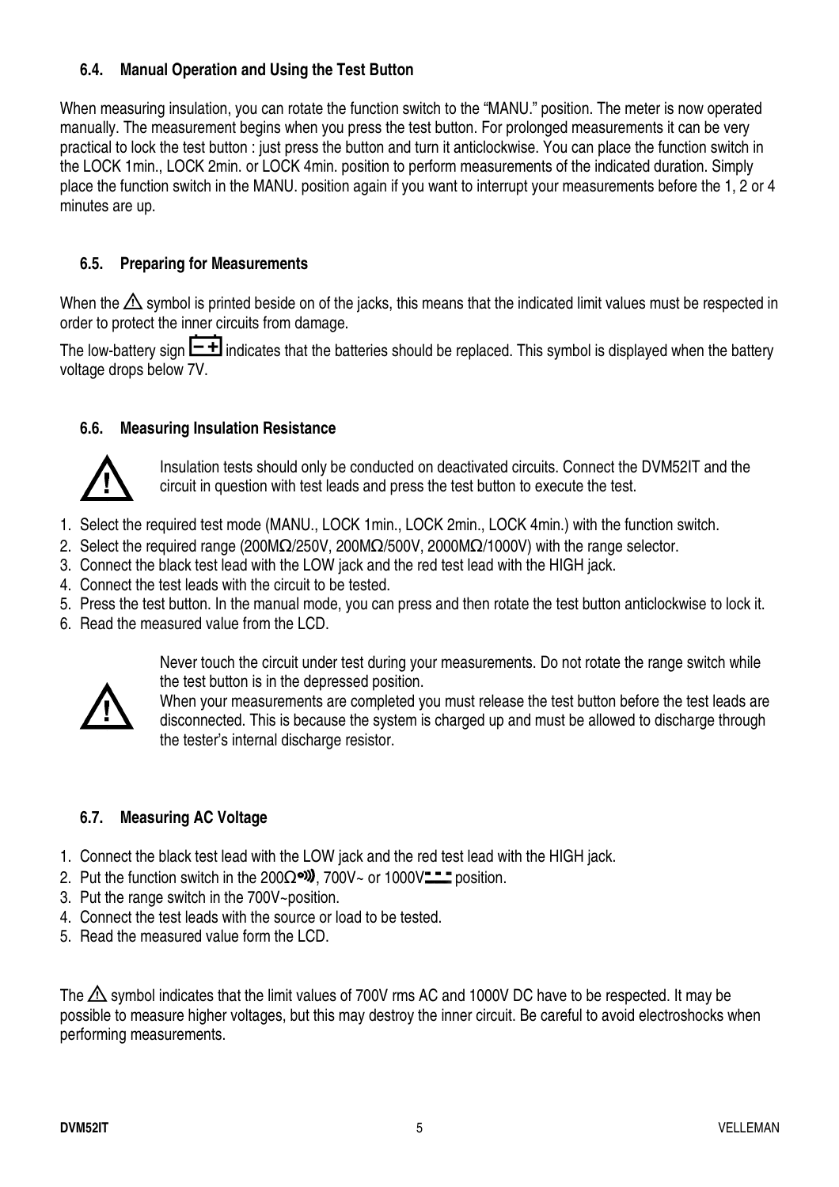### 6.4. Manual Operation and Using the Test Button

When measuring insulation, you can rotate the function switch to the “MANU.” position. The meter is now operated manually. The measurement begins when you press the test button. For prolonged measurements it can be very practical to lock the test button : just press the button and turn it anticlockwise. You can place the function switch in the LOCK 1min., LOCK 2min. or LOCK 4min. position to perform measurements of the indicated duration. Simply place the function switch in the MANU. position again if you want to interrupt your measurements before the 1, 2 or 4 minutes are up.

### 6.5. Preparing for Measurements

When the ⚠ symbol is printed beside on of the jacks, this means that the indicated limit values must be respected in order to protect the inner circuits from damage.

The low-battery sign indicates that the batteries should be replaced. This symbol is displayed when the battery voltage drops below 7V.

### 6.6. Measuring Insulation Resistance

⚠ Insulation tests should only be conducted on deactivated circuits. Connect the DVM52IT and the circuit in question with test leads and press the test button to execute the test.

1. Select the required test mode (MANU., LOCK 1min., LOCK 2min., LOCK 4min.) with the function switch.
2. Select the required range (200MΩ/250V, 200MΩ/500V, 2000MΩ/1000V) with the range selector.
3. Connect the black test lead with the LOW jack and the red test lead with the HIGH jack.
4. Connect the test leads with the circuit to be tested.
5. Press the test button. In the manual mode, you can press and then rotate the test button anticlockwise to lock it.
6. Read the measured value from the LCD.

⚠ Never touch the circuit under test during your measurements. Do not rotate the range switch while the test button is in the depressed position.
When your measurements are completed you must release the test button before the test leads are disconnected. This is because the system is charged up and must be allowed to discharge through the tester’s internal discharge resistor.

### 6.7. Measuring AC Voltage

1. Connect the black test lead with the LOW jack and the red test lead with the HIGH jack.
2. Put the function switch in the 200Ω•))), 700V~ or 1000V⎓ position.
3. Put the range switch in the 700V~position.
4. Connect the test leads with the source or load to be tested.
5. Read the measured value form the LCD.

The ⚠ symbol indicates that the limit values of 700V rms AC and 1000V DC have to be respected. It may be possible to measure higher voltages, but this may destroy the inner circuit. Be careful to avoid electroshocks when performing measurements.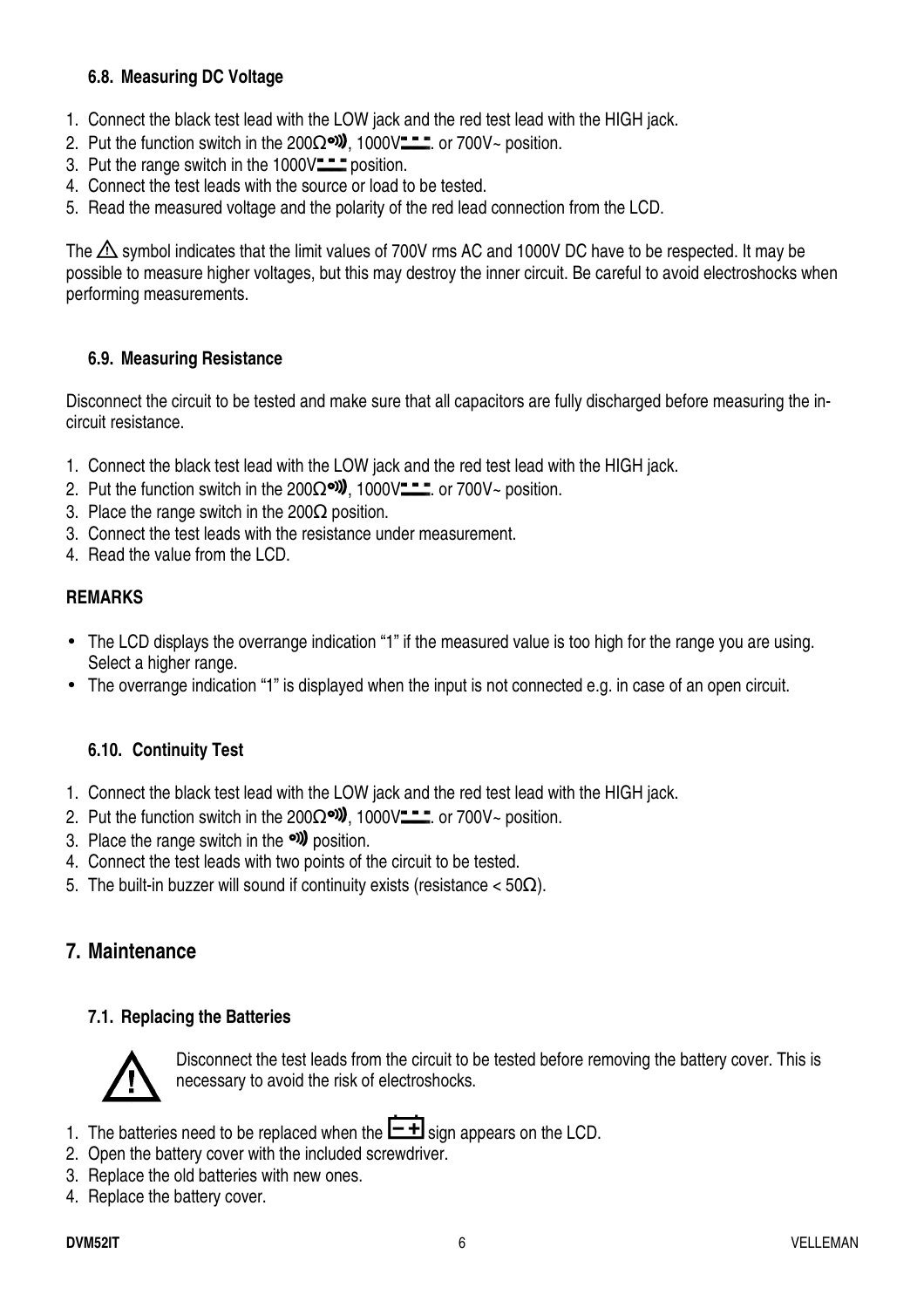### 6.8. Measuring DC Voltage

1. Connect the black test lead with the LOW jack and the red test lead with the HIGH jack.
2. Put the function switch in the 200Ω•))), 1000V⎓. or 700V~ position.
3. Put the range switch in the 1000V⎓ position.
4. Connect the test leads with the source or load to be tested.
5. Read the measured voltage and the polarity of the red lead connection from the LCD.

The ⚠ symbol indicates that the limit values of 700V rms AC and 1000V DC have to be respected. It may be possible to measure higher voltages, but this may destroy the inner circuit. Be careful to avoid electroshocks when performing measurements.

### 6.9. Measuring Resistance

Disconnect the circuit to be tested and make sure that all capacitors are fully discharged before measuring the in-circuit resistance.

1. Connect the black test lead with the LOW jack and the red test lead with the HIGH jack.
2. Put the function switch in the 200Ω•))), 1000V⎓. or 700V~ position.
3. Place the range switch in the 200Ω position.
3. Connect the test leads with the resistance under measurement.
4. Read the value from the LCD.

**REMARKS**

- The LCD displays the overrange indication "1" if the measured value is too high for the range you are using. Select a higher range.
- The overrange indication "1" is displayed when the input is not connected e.g. in case of an open circuit.

### 6.10. Continuity Test

1. Connect the black test lead with the LOW jack and the red test lead with the HIGH jack.
2. Put the function switch in the 200Ω•))), 1000V⎓. or 700V~ position.
3. Place the range switch in the •))) position.
4. Connect the test leads with two points of the circuit to be tested.
5. The built-in buzzer will sound if continuity exists (resistance < 50Ω).

## 7. Maintenance

### 7.1. Replacing the Batteries

⚠ Disconnect the test leads from the circuit to be tested before removing the battery cover. This is necessary to avoid the risk of electroshocks.

1. The batteries need to be replaced when the [- +] sign appears on the LCD.
2. Open the battery cover with the included screwdriver.
3. Replace the old batteries with new ones.
4. Replace the battery cover.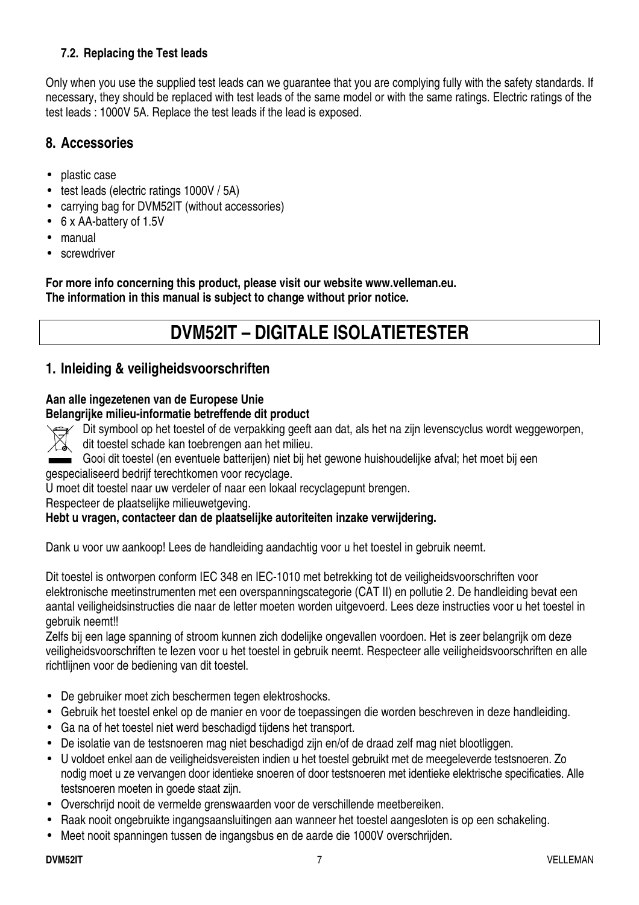### 7.2. Replacing the Test leads

Only when you use the supplied test leads can we guarantee that you are complying fully with the safety standards. If necessary, they should be replaced with test leads of the same model or with the same ratings. Electric ratings of the test leads : 1000V 5A. Replace the test leads if the lead is exposed.

## 8. Accessories

- plastic case
- test leads (electric ratings 1000V / 5A)
- carrying bag for DVM52IT (without accessories)
- 6 x AA-battery of 1.5V
- manual
- screwdriver

**For more info concerning this product, please visit our website www.velleman.eu.**
**The information in this manual is subject to change without prior notice.**

# DVM52IT – DIGITALE ISOLATIETESTER

## 1. Inleiding & veiligheidsvoorschriften

**Aan alle ingezetenen van de Europese Unie**
**Belangrijke milieu-informatie betreffende dit product**

Dit symbool op het toestel of de verpakking geeft aan dat, als het na zijn levenscyclus wordt weggeworpen, dit toestel schade kan toebrengen aan het milieu.
Gooi dit toestel (en eventuele batterijen) niet bij het gewone huishoudelijke afval; het moet bij een gespecialiseerd bedrijf terechtkomen voor recyclage.
U moet dit toestel naar uw verdeler of naar een lokaal recyclagepunt brengen.
Respecteer de plaatselijke milieuwetgeving.
**Hebt u vragen, contacteer dan de plaatselijke autoriteiten inzake verwijdering.**

Dank u voor uw aankoop! Lees de handleiding aandachtig voor u het toestel in gebruik neemt.

Dit toestel is ontworpen conform IEC 348 en IEC-1010 met betrekking tot de veiligheidsvoorschriften voor elektronische meetinstrumenten met een overspanningscategorie (CAT II) en pollutie 2. De handleiding bevat een aantal veiligheidsinstructies die naar de letter moeten worden uitgevoerd. Lees deze instructies voor u het toestel in gebruik neemt!!
Zelfs bij een lage spanning of stroom kunnen zich dodelijke ongevallen voordoen. Het is zeer belangrijk om deze veiligheidsvoorschriften te lezen voor u het toestel in gebruik neemt. Respecteer alle veiligheidsvoorschriften en alle richtlijnen voor de bediening van dit toestel.

- De gebruiker moet zich beschermen tegen elektroshocks.
- Gebruik het toestel enkel op de manier en voor de toepassingen die worden beschreven in deze handleiding.
- Ga na of het toestel niet werd beschadigd tijdens het transport.
- De isolatie van de testsnoeren mag niet beschadigd zijn en/of de draad zelf mag niet blootliggen.
- U voldoet enkel aan de veiligheidsvereisten indien u het toestel gebruikt met de meegeleverde testsnoeren. Zo nodig moet u ze vervangen door identieke snoeren of door testsnoeren met identieke elektrische specificaties. Alle testsnoeren moeten in goede staat zijn.
- Overschrijd nooit de vermelde grenswaarden voor de verschillende meetbereiken.
- Raak nooit ongebruikte ingangsaansluitingen aan wanneer het toestel aangesloten is op een schakeling.
- Meet nooit spanningen tussen de ingangsbus en de aarde die 1000V overschrijden.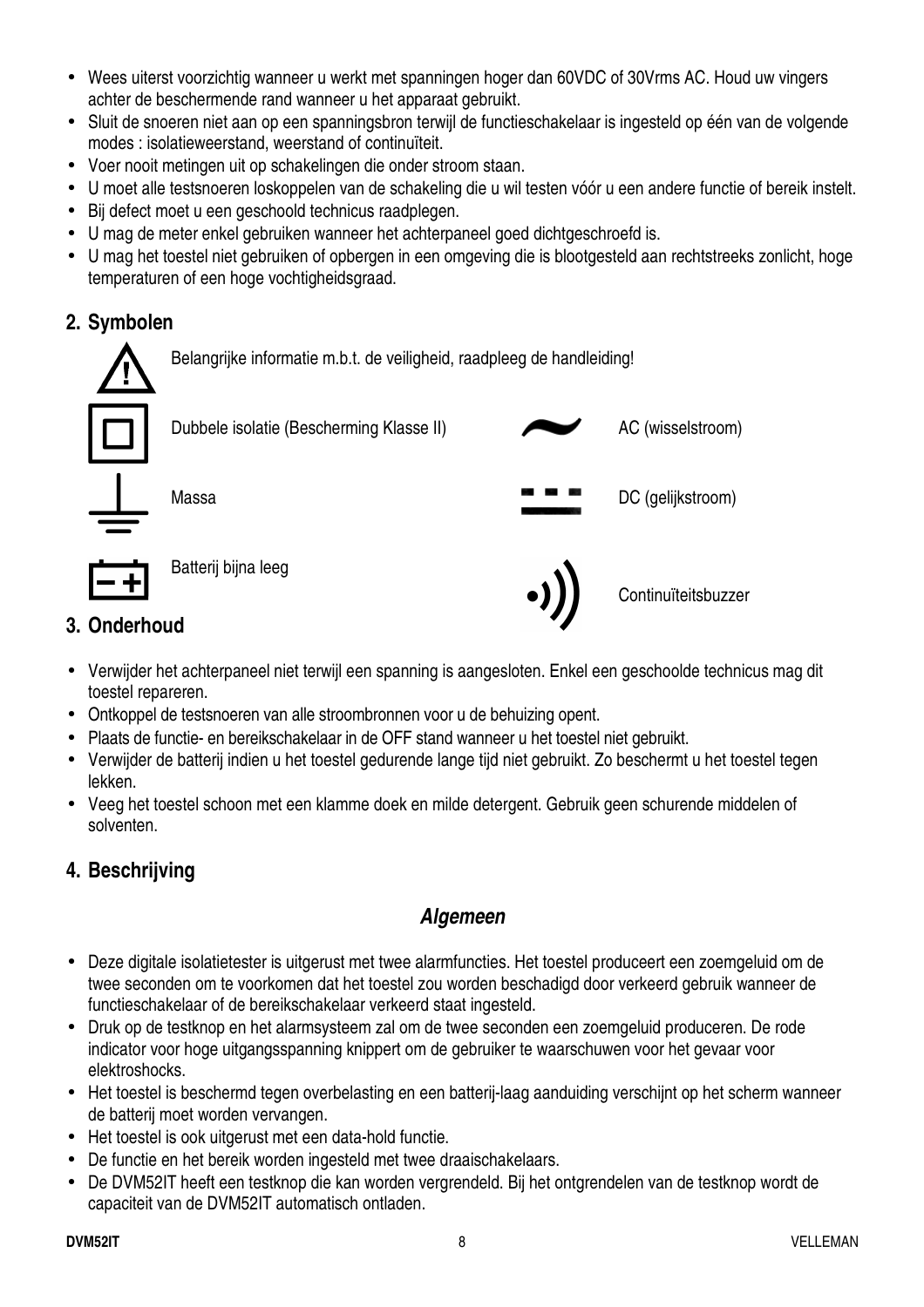- Wees uiterst voorzichtig wanneer u werkt met spanningen hoger dan 60VDC of 30Vrms AC. Houd uw vingers achter de beschermende rand wanneer u het apparaat gebruikt.
- Sluit de snoeren niet aan op een spanningsbron terwijl de functieschakelaar is ingesteld op één van de volgende modes : isolatieweerstand, weerstand of continuïteit.
- Voer nooit metingen uit op schakelingen die onder stroom staan.
- U moet alle testsnoeren loskoppelen van de schakeling die u wil testen vóór u een andere functie of bereik instelt.
- Bij defect moet u een geschoold technicus raadplegen.
- U mag de meter enkel gebruiken wanneer het achterpaneel goed dichtgeschroefd is.
- U mag het toestel niet gebruiken of opbergen in een omgeving die is blootgesteld aan rechtstreeks zonlicht, hoge temperaturen of een hoge vochtigheidsgraad.

## 2. Symbolen

Belangrijke informatie m.b.t. de veiligheid, raadpleeg de handleiding!

| | | | |
|---|---|---|---|
| Dubbele isolatie (Bescherming Klasse II) | | AC (wisselstroom) | |
| Massa | | DC (gelijkstroom) | |
| Batterij bijna leeg | | Continuïteitsbuzzer | |

## 3. Onderhoud

- Verwijder het achterpaneel niet terwijl een spanning is aangesloten. Enkel een geschoolde technicus mag dit toestel repareren.
- Ontkoppel de testsnoeren van alle stroombronnen voor u de behuizing opent.
- Plaats de functie- en bereikschakelaar in de OFF stand wanneer u het toestel niet gebruikt.
- Verwijder de batterij indien u het toestel gedurende lange tijd niet gebruikt. Zo beschermt u het toestel tegen lekken.
- Veeg het toestel schoon met een klamme doek en milde detergent. Gebruik geen schurende middelen of solventen.

## 4. Beschrijving

### *Algemeen*

- Deze digitale isolatietester is uitgerust met twee alarmfuncties. Het toestel produceert een zoemgeluid om de twee seconden om te voorkomen dat het toestel zou worden beschadigd door verkeerd gebruik wanneer de functieschakelaar of de bereikschakelaar verkeerd staat ingesteld.
- Druk op de testknop en het alarmsysteem zal om de twee seconden een zoemgeluid produceren. De rode indicator voor hoge uitgangsspanning knippert om de gebruiker te waarschuwen voor het gevaar voor elektroshocks.
- Het toestel is beschermd tegen overbelasting en een batterij-laag aanduiding verschijnt op het scherm wanneer de batterij moet worden vervangen.
- Het toestel is ook uitgerust met een data-hold functie.
- De functie en het bereik worden ingesteld met twee draaischakelaars.
- De DVM52IT heeft een testknop die kan worden vergrendeld. Bij het ontgrendelen van de testknop wordt de capaciteit van de DVM52IT automatisch ontladen.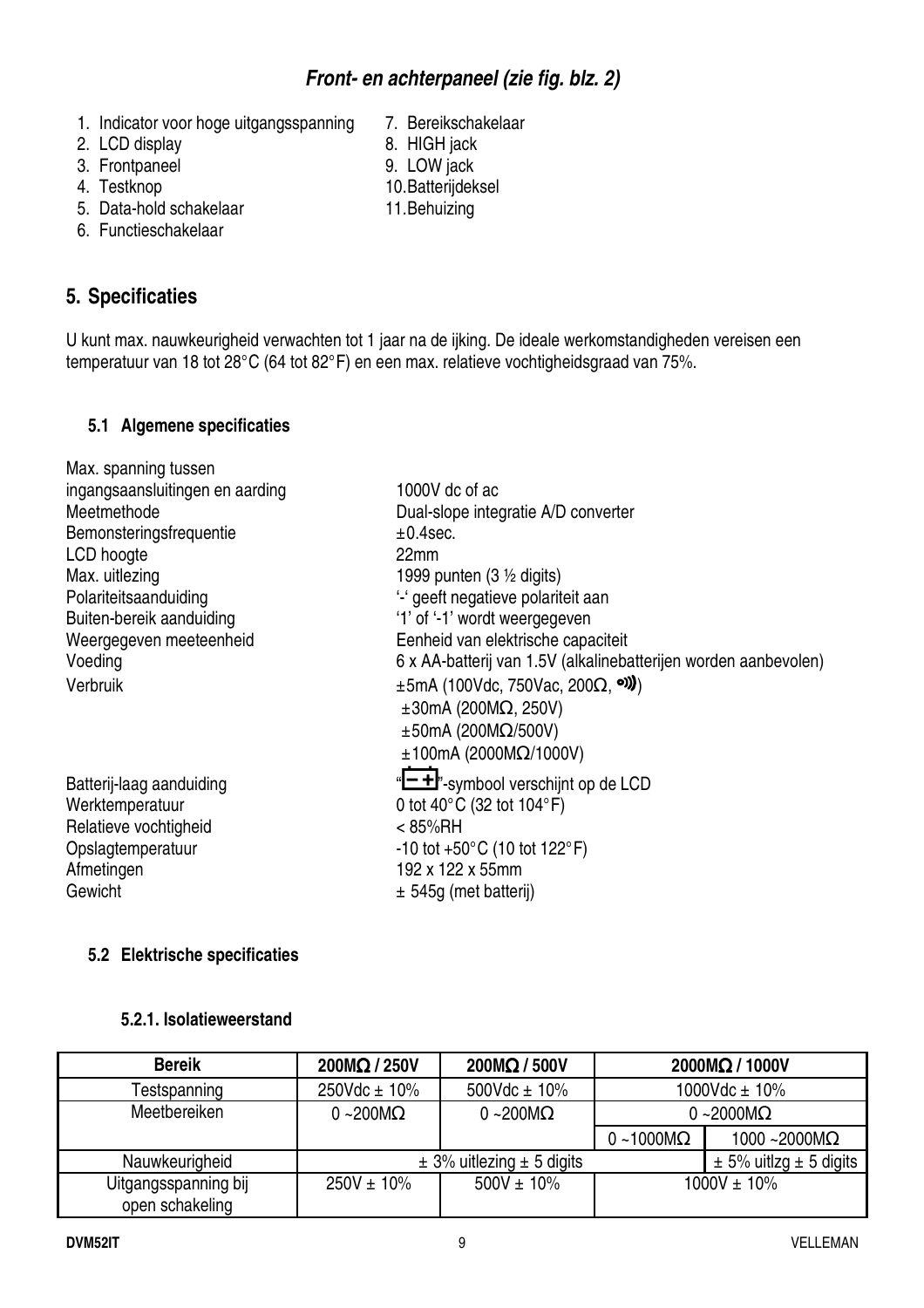### *Front- en achterpaneel (zie fig. blz. 2)*

1. Indicator voor hoge uitgangsspanning
2. LCD display
3. Frontpaneel
4. Testknop
5. Data-hold schakelaar
6. Functieschakelaar
7. Bereikschakelaar
8. HIGH jack
9. LOW jack
10. Batterijdeksel
11. Behuizing

## 5. Specificaties

U kunt max. nauwkeurigheid verwachten tot 1 jaar na de ijking. De ideale werkomstandigheden vereisen een temperatuur van 18 tot 28°C (64 tot 82°F) en een max. relatieve vochtigheidsgraad van 75%.

### 5.1 Algemene specificaties

| | |
|---|---|
| Max. spanning tussen ingangsaansluitingen en aarding | 1000V dc of ac |
| Meetmethode | Dual-slope integratie A/D converter |
| Bemonsteringsfrequentie | ±0.4sec. |
| LCD hoogte | 22mm |
| Max. uitlezing | 1999 punten (3 ½ digits) |
| Polariteitsaanduiding | '-' geeft negatieve polariteit aan |
| Buiten-bereik aanduiding | '1' of '-1' wordt weergegeven |
| Weergegeven meeteenheid | Eenheid van elektrische capaciteit |
| Voeding | 6 x AA-batterij van 1.5V (alkalinebatterijen worden aanbevolen) |
| Verbruik | ±5mA (100Vdc, 750Vac, 200Ω, •))))<br>±30mA (200MΩ, 250V)<br>±50mA (200MΩ/500V)<br>±100mA (2000MΩ/1000V) |
| Batterij-laag aanduiding | "[− +]"-symbool verschijnt op de LCD |
| Werktemperatuur | 0 tot 40°C (32 tot 104°F) |
| Relatieve vochtigheid | < 85%RH |
| Opslagtemperatuur | -10 tot +50°C (10 tot 122°F) |
| Afmetingen | 192 x 122 x 55mm |
| Gewicht | ± 545g (met batterij) |

### 5.2 Elektrische specificaties

#### 5.2.1. Isolatieweerstand

| Bereik | 200MΩ / 250V | 200MΩ / 500V | 2000MΩ / 1000V | |
|---|---|---|---|---|
| Testspanning | 250Vdc ± 10% | 500Vdc ± 10% | 1000Vdc ± 10% | |
| Meetbereiken | 0 ~200MΩ | 0 ~200MΩ | 0 ~2000MΩ | |
| | | | 0 ~1000MΩ | 1000 ~2000MΩ |
| Nauwkeurigheid | ± 3% uitlezing ± 5 digits | | | ± 5% uitlzg ± 5 digits |
| Uitgangsspanning bij open schakeling | 250V ± 10% | 500V ± 10% | 1000V ± 10% | |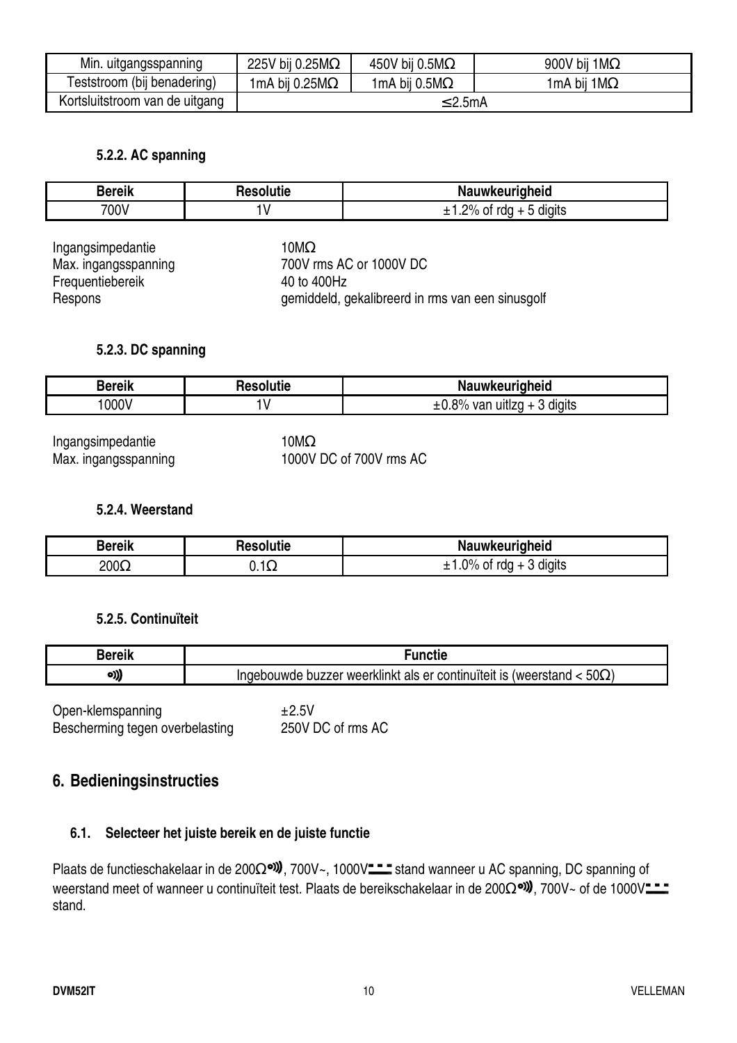| Min. uitgangsspanning | 225V bij 0.25MΩ | 450V bij 0.5MΩ | 900V bij 1MΩ |
|---|---|---|---|
| Teststroom (bij benadering) | 1mA bij 0.25MΩ | 1mA bij 0.5MΩ | 1mA bij 1MΩ |
| Kortsluitstroom van de uitgang | ≤2.5mA | | |

#### 5.2.2. AC spanning

| Bereik | Resolutie | Nauwkeurigheid |
|---|---|---|
| 700V | 1V | ±1.2% of rdg + 5 digits |

Ingangsimpedantie 10MΩ
Max. ingangsspanning 700V rms AC or 1000V DC
Frequentiebereik 40 to 400Hz
Respons gemiddeld, gekalibreerd in rms van een sinusgolf

#### 5.2.3. DC spanning

| Bereik | Resolutie | Nauwkeurigheid |
|---|---|---|
| 1000V | 1V | ±0.8% van uitlzg + 3 digits |

Ingangsimpedantie 10MΩ
Max. ingangsspanning 1000V DC of 700V rms AC

#### 5.2.4. Weerstand

| Bereik | Resolutie | Nauwkeurigheid |
|---|---|---|
| 200Ω | 0.1Ω | ±1.0% of rdg + 3 digits |

#### 5.2.5. Continuïteit

| Bereik | Functie |
|---|---|
| •))) | Ingebouwde buzzer weerklinkt als er continuïteit is (weerstand < 50Ω) |

Open-klemspanning ±2.5V
Bescherming tegen overbelasting 250V DC of rms AC

## 6. Bedieningsinstructies

### 6.1. Selecteer het juiste bereik en de juiste functie

Plaats de functieschakelaar in de 200Ω•))), 700V~, 1000V⎓ stand wanneer u AC spanning, DC spanning of weerstand meet of wanneer u continuïteit test. Plaats de bereikschakelaar in de 200Ω•))), 700V~ of de 1000V⎓ stand.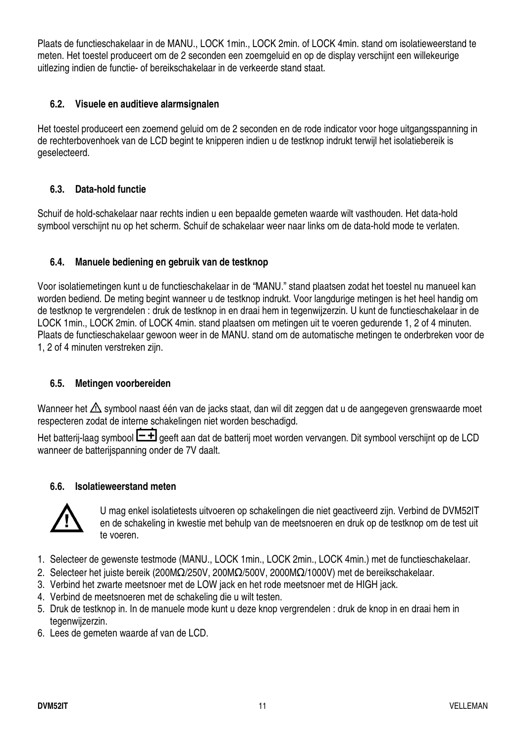Plaats de functieschakelaar in de MANU., LOCK 1min., LOCK 2min. of LOCK 4min. stand om isolatieweerstand te meten. Het toestel produceert om de 2 seconden een zoemgeluid en op de display verschijnt een willekeurige uitlezing indien de functie- of bereikschakelaar in de verkeerde stand staat.

### 6.2. Visuele en auditieve alarmsignalen

Het toestel produceert een zoemend geluid om de 2 seconden en de rode indicator voor hoge uitgangsspanning in de rechterbovenhoek van de LCD begint te knipperen indien u de testknop indrukt terwijl het isolatiebereik is geselecteerd.

### 6.3. Data-hold functie

Schuif de hold-schakelaar naar rechts indien u een bepaalde gemeten waarde wilt vasthouden. Het data-hold symbool verschijnt nu op het scherm. Schuif de schakelaar weer naar links om de data-hold mode te verlaten.

### 6.4. Manuele bediening en gebruik van de testknop

Voor isolatiemetingen kunt u de functieschakelaar in de “MANU.” stand plaatsen zodat het toestel nu manueel kan worden bediend. De meting begint wanneer u de testknop indrukt. Voor langdurige metingen is het heel handig om de testknop te vergrendelen : druk de testknop in en draai hem in tegenwijzerzin. U kunt de functieschakelaar in de LOCK 1min., LOCK 2min. of LOCK 4min. stand plaatsen om metingen uit te voeren gedurende 1, 2 of 4 minuten. Plaats de functieschakelaar gewoon weer in de MANU. stand om de automatische metingen te onderbreken voor de 1, 2 of 4 minuten verstreken zijn.

### 6.5. Metingen voorbereiden

Wanneer het ⚠ symbool naast één van de jacks staat, dan wil dit zeggen dat u de aangegeven grenswaarde moet respecteren zodat de interne schakelingen niet worden beschadigd.

Het batterij-laag symbool [−+] geeft aan dat de batterij moet worden vervangen. Dit symbool verschijnt op de LCD wanneer de batterijspanning onder de 7V daalt.

### 6.6. Isolatieweerstand meten

⚠ U mag enkel isolatietests uitvoeren op schakelingen die niet geactiveerd zijn. Verbind de DVM52IT en de schakeling in kwestie met behulp van de meetsnoeren en druk op de testknop om de test uit te voeren.

1. Selecteer de gewenste testmode (MANU., LOCK 1min., LOCK 2min., LOCK 4min.) met de functieschakelaar.
2. Selecteer het juiste bereik (200MΩ/250V, 200MΩ/500V, 2000MΩ/1000V) met de bereikschakelaar.
3. Verbind het zwarte meetsnoer met de LOW jack en het rode meetsnoer met de HIGH jack.
4. Verbind de meetsnoeren met de schakeling die u wilt testen.
5. Druk de testknop in. In de manuele mode kunt u deze knop vergrendelen : druk de knop in en draai hem in tegenwijzerzin.
6. Lees de gemeten waarde af van de LCD.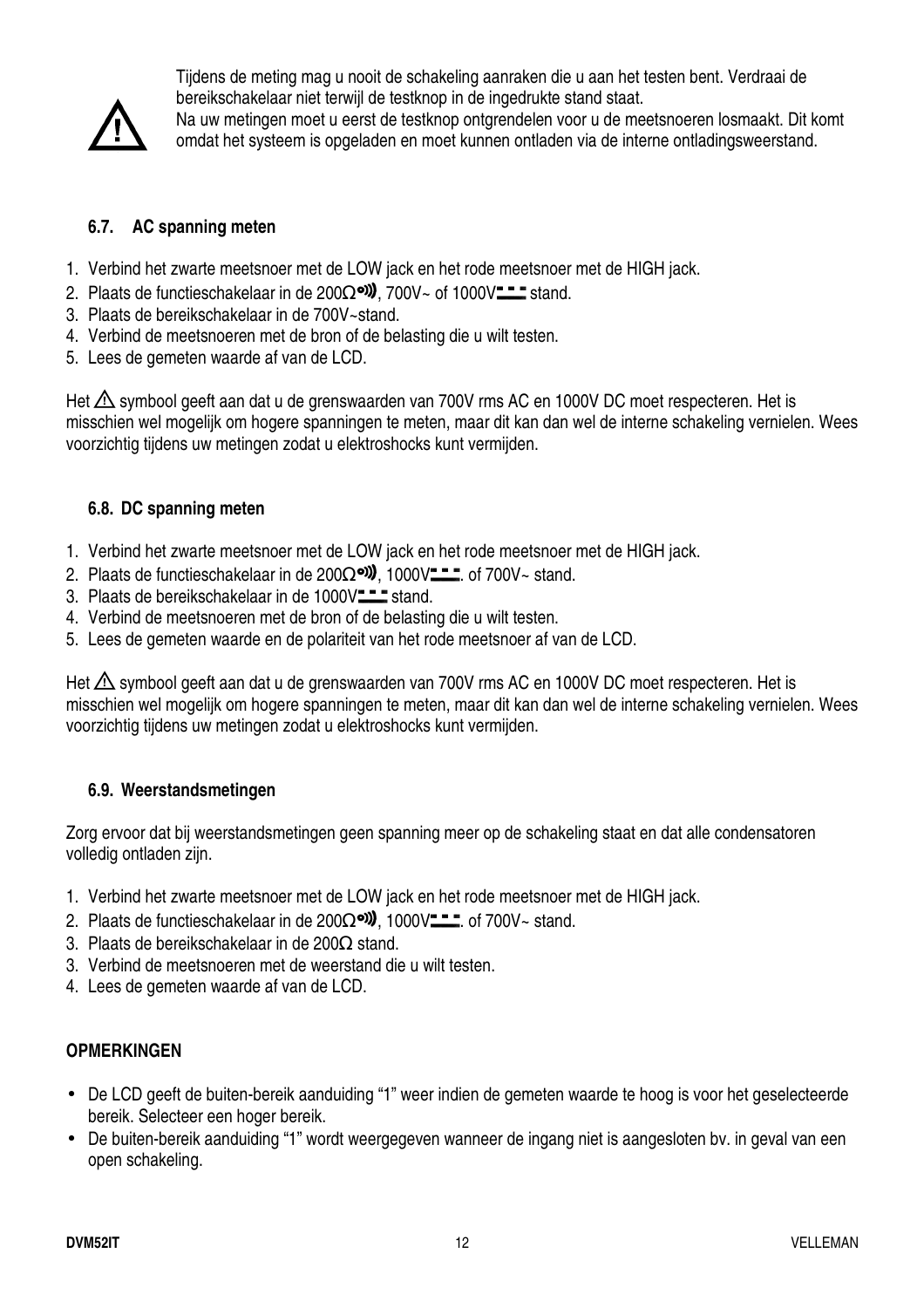⚠ Tijdens de meting mag u nooit de schakeling aanraken die u aan het testen bent. Verdraai de bereikschakelaar niet terwijl de testknop in de ingedrukte stand staat.
Na uw metingen moet u eerst de testknop ontgrendelen voor u de meetsnoeren losmaakt. Dit komt omdat het systeem is opgeladen en moet kunnen ontladen via de interne ontladingsweerstand.

### 6.7. AC spanning meten

1. Verbind het zwarte meetsnoer met de LOW jack en het rode meetsnoer met de HIGH jack.
2. Plaats de functieschakelaar in de 200Ω•)), 700V~ of 1000V⎓ stand.
3. Plaats de bereikschakelaar in de 700V~stand.
4. Verbind de meetsnoeren met de bron of de belasting die u wilt testen.
5. Lees de gemeten waarde af van de LCD.

Het ⚠ symbool geeft aan dat u de grenswaarden van 700V rms AC en 1000V DC moet respecteren. Het is misschien wel mogelijk om hogere spanningen te meten, maar dit kan dan wel de interne schakeling vernielen. Wees voorzichtig tijdens uw metingen zodat u elektroshocks kunt vermijden.

### 6.8. DC spanning meten

1. Verbind het zwarte meetsnoer met de LOW jack en het rode meetsnoer met de HIGH jack.
2. Plaats de functieschakelaar in de 200Ω•)), 1000V⎓. of 700V~ stand.
3. Plaats de bereikschakelaar in de 1000V⎓ stand.
4. Verbind de meetsnoeren met de bron of de belasting die u wilt testen.
5. Lees de gemeten waarde en de polariteit van het rode meetsnoer af van de LCD.

Het ⚠ symbool geeft aan dat u de grenswaarden van 700V rms AC en 1000V DC moet respecteren. Het is misschien wel mogelijk om hogere spanningen te meten, maar dit kan dan wel de interne schakeling vernielen. Wees voorzichtig tijdens uw metingen zodat u elektroshocks kunt vermijden.

### 6.9. Weerstandsmetingen

Zorg ervoor dat bij weerstandsmetingen geen spanning meer op de schakeling staat en dat alle condensatoren volledig ontladen zijn.

1. Verbind het zwarte meetsnoer met de LOW jack en het rode meetsnoer met de HIGH jack.
2. Plaats de functieschakelaar in de 200Ω•)), 1000V⎓. of 700V~ stand.
3. Plaats de bereikschakelaar in de 200Ω stand.
3. Verbind de meetsnoeren met de weerstand die u wilt testen.
4. Lees de gemeten waarde af van de LCD.

**OPMERKINGEN**

- De LCD geeft de buiten-bereik aanduiding “1” weer indien de gemeten waarde te hoog is voor het geselecteerde bereik. Selecteer een hoger bereik.
- De buiten-bereik aanduiding “1” wordt weergegeven wanneer de ingang niet is aangesloten bv. in geval van een open schakeling.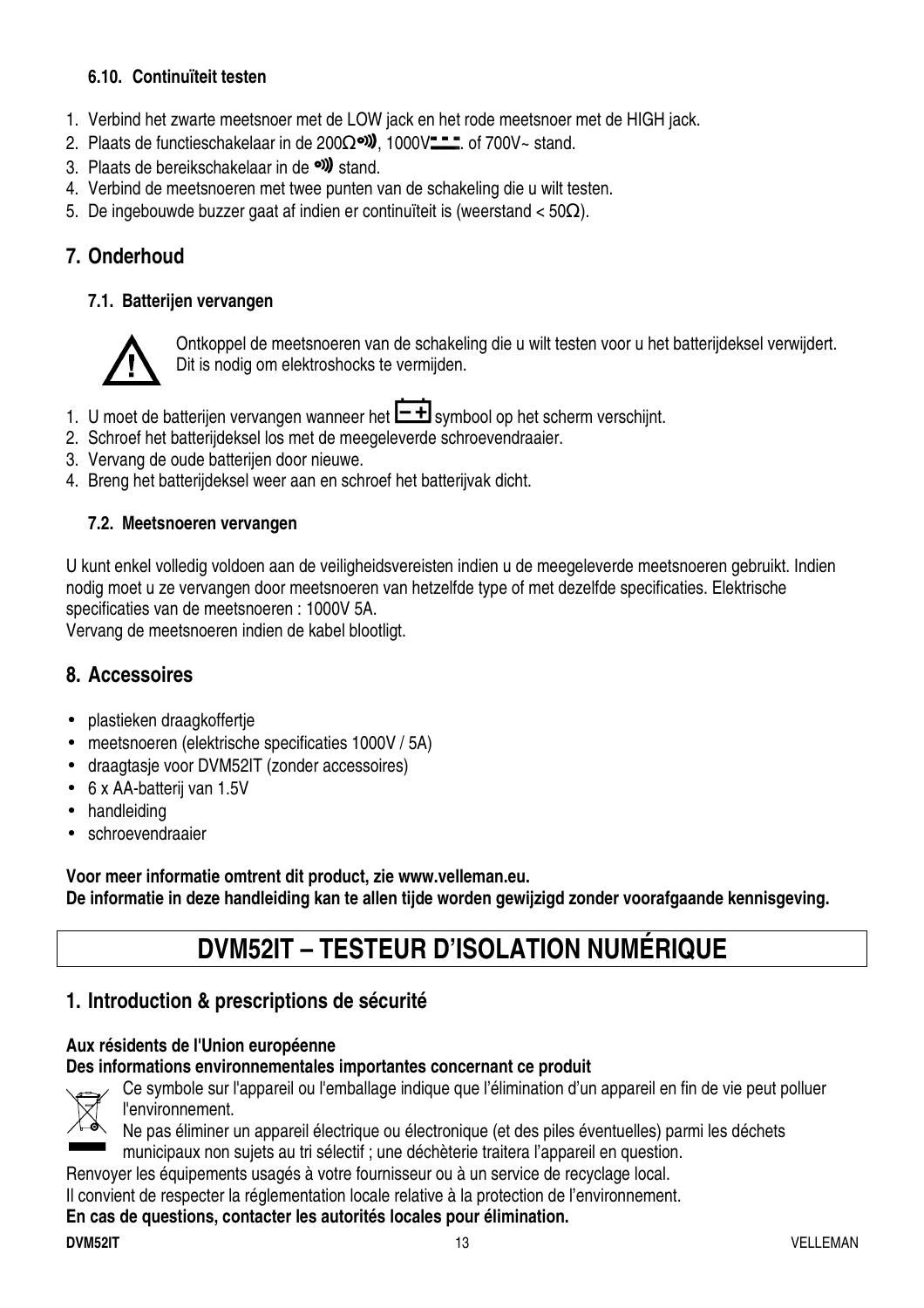### 6.10. Continuïteit testen

1. Verbind het zwarte meetsnoer met de LOW jack en het rode meetsnoer met de HIGH jack.
2. Plaats de functieschakelaar in de 200Ω•))), 1000V⎓. of 700V~ stand.
3. Plaats de bereikschakelaar in de •))) stand.
4. Verbind de meetsnoeren met twee punten van de schakeling die u wilt testen.
5. De ingebouwde buzzer gaat af indien er continuïteit is (weerstand < 50Ω).

## 7. Onderhoud

### 7.1. Batterijen vervangen

Ontkoppel de meetsnoeren van de schakeling die u wilt testen voor u het batterijdeksel verwijdert. Dit is nodig om elektroshocks te vermijden.

1. U moet de batterijen vervangen wanneer het [− +] symbool op het scherm verschijnt.
2. Schroef het batterijdeksel los met de meegeleverde schroevendraaier.
3. Vervang de oude batterijen door nieuwe.
4. Breng het batterijdeksel weer aan en schroef het batterijvak dicht.

### 7.2. Meetsnoeren vervangen

U kunt enkel volledig voldoen aan de veiligheidsvereisten indien u de meegeleverde meetsnoeren gebruikt. Indien nodig moet u ze vervangen door meetsnoeren van hetzelfde type of met dezelfde specificaties. Elektrische specificaties van de meetsnoeren : 1000V 5A.
Vervang de meetsnoeren indien de kabel blootligt.

## 8. Accessoires

- plastieken draagkoffertje
- meetsnoeren (elektrische specificaties 1000V / 5A)
- draagtasje voor DVM52IT (zonder accessoires)
- 6 x AA-batterij van 1.5V
- handleiding
- schroevendraaier

**Voor meer informatie omtrent dit product, zie www.velleman.eu.**
**De informatie in deze handleiding kan te allen tijde worden gewijzigd zonder voorafgaande kennisgeving.**

# DVM52IT – TESTEUR D'ISOLATION NUMÉRIQUE

## 1. Introduction & prescriptions de sécurité

**Aux résidents de l'Union européenne**
**Des informations environnementales importantes concernant ce produit**

Ce symbole sur l'appareil ou l'emballage indique que l'élimination d'un appareil en fin de vie peut polluer l'environnement.
Ne pas éliminer un appareil électrique ou électronique (et des piles éventuelles) parmi les déchets municipaux non sujets au tri sélectif ; une déchèterie traitera l'appareil en question.
Renvoyer les équipements usagés à votre fournisseur ou à un service de recyclage local.
Il convient de respecter la réglementation locale relative à la protection de l'environnement.
**En cas de questions, contacter les autorités locales pour élimination.**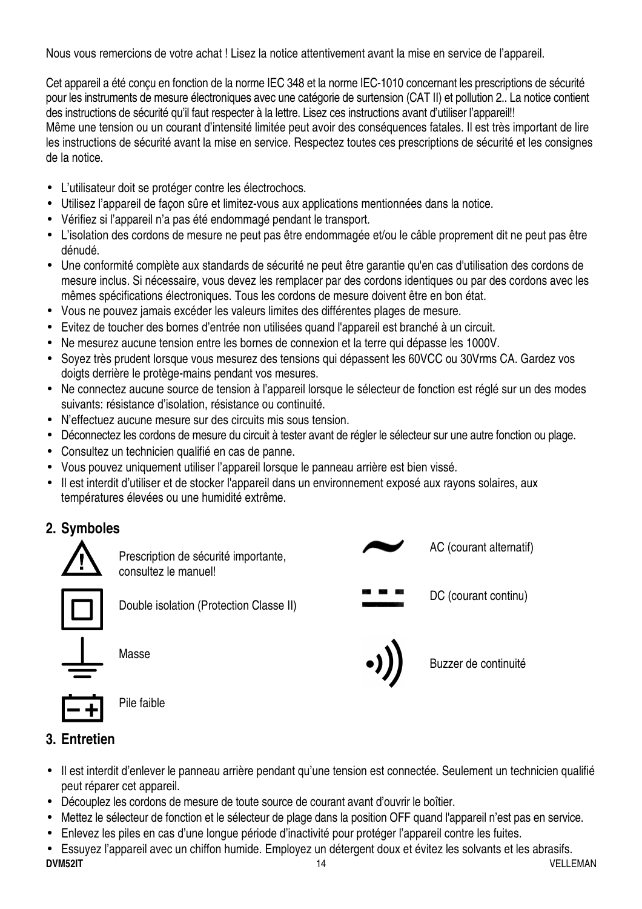Nous vous remercions de votre achat ! Lisez la notice attentivement avant la mise en service de l'appareil.

Cet appareil a été conçu en fonction de la norme IEC 348 et la norme IEC-1010 concernant les prescriptions de sécurité pour les instruments de mesure électroniques avec une catégorie de surtension (CAT II) et pollution 2.. La notice contient des instructions de sécurité qu'il faut respecter à la lettre. Lisez ces instructions avant d'utiliser l'appareil!!
Même une tension ou un courant d'intensité limitée peut avoir des conséquences fatales. Il est très important de lire les instructions de sécurité avant la mise en service. Respectez toutes ces prescriptions de sécurité et les consignes de la notice.

- L'utilisateur doit se protéger contre les électrochocs.
- Utilisez l'appareil de façon sûre et limitez-vous aux applications mentionnées dans la notice.
- Vérifiez si l'appareil n'a pas été endommagé pendant le transport.
- L'isolation des cordons de mesure ne peut pas être endommagée et/ou le câble proprement dit ne peut pas être dénudé.
- Une conformité complète aux standards de sécurité ne peut être garantie qu'en cas d'utilisation des cordons de mesure inclus. Si nécessaire, vous devez les remplacer par des cordons identiques ou par des cordons avec les mêmes spécifications électroniques. Tous les cordons de mesure doivent être en bon état.
- Vous ne pouvez jamais excéder les valeurs limites des différentes plages de mesure.
- Evitez de toucher des bornes d'entrée non utilisées quand l'appareil est branché à un circuit.
- Ne mesurez aucune tension entre les bornes de connexion et la terre qui dépasse les 1000V.
- Soyez très prudent lorsque vous mesurez des tensions qui dépassent les 60VCC ou 30Vrms CA. Gardez vos doigts derrière le protège-mains pendant vos mesures.
- Ne connectez aucune source de tension à l'appareil lorsque le sélecteur de fonction est réglé sur un des modes suivants: résistance d'isolation, résistance ou continuité.
- N'effectuez aucune mesure sur des circuits mis sous tension.
- Déconnectez les cordons de mesure du circuit à tester avant de régler le sélecteur sur une autre fonction ou plage.
- Consultez un technicien qualifié en cas de panne.
- Vous pouvez uniquement utiliser l'appareil lorsque le panneau arrière est bien vissé.
- Il est interdit d'utiliser et de stocker l'appareil dans un environnement exposé aux rayons solaires, aux températures élevées ou une humidité extrême.

## 2. Symboles

| | |
|---|---|
| Prescription de sécurité importante, consultez le manuel! | AC (courant alternatif) |
| Double isolation (Protection Classe II) | DC (courant continu) |
| Masse | Buzzer de continuité |
| Pile faible | |

## 3. Entretien

- Il est interdit d'enlever le panneau arrière pendant qu'une tension est connectée. Seulement un technicien qualifié peut réparer cet appareil.
- Découplez les cordons de mesure de toute source de courant avant d'ouvrir le boîtier.
- Mettez le sélecteur de fonction et le sélecteur de plage dans la position OFF quand l'appareil n'est pas en service.
- Enlevez les piles en cas d'une longue période d'inactivité pour protéger l'appareil contre les fuites.
- Essuyez l'appareil avec un chiffon humide. Employez un détergent doux et évitez les solvants et les abrasifs.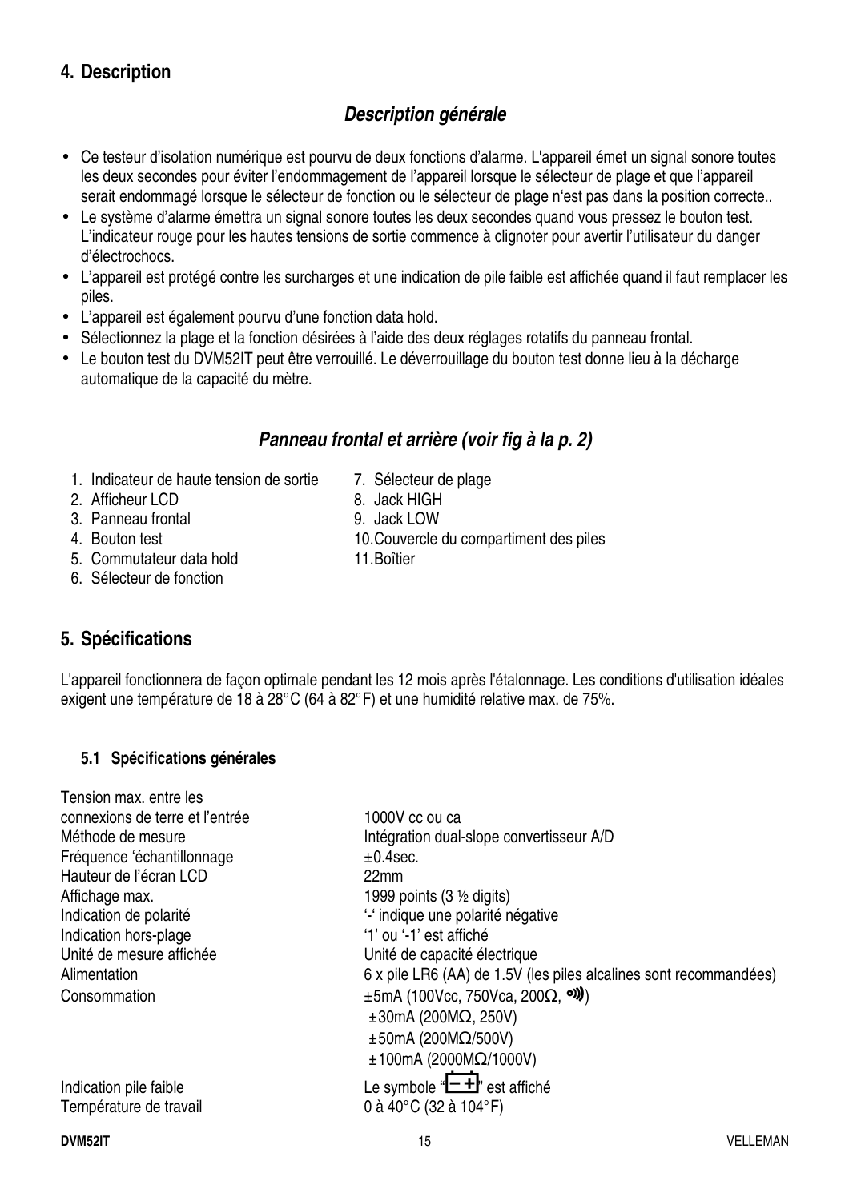## 4. Description

### *Description générale*

- Ce testeur d'isolation numérique est pourvu de deux fonctions d'alarme. L'appareil émet un signal sonore toutes les deux secondes pour éviter l'endommagement de l'appareil lorsque le sélecteur de plage et que l'appareil serait endommagé lorsque le sélecteur de fonction ou le sélecteur de plage n'est pas dans la position correcte..
- Le système d'alarme émettra un signal sonore toutes les deux secondes quand vous pressez le bouton test. L'indicateur rouge pour les hautes tensions de sortie commence à clignoter pour avertir l'utilisateur du danger d'électrochocs.
- L'appareil est protégé contre les surcharges et une indication de pile faible est affichée quand il faut remplacer les piles.
- L'appareil est également pourvu d'une fonction data hold.
- Sélectionnez la plage et la fonction désirées à l'aide des deux réglages rotatifs du panneau frontal.
- Le bouton test du DVM52IT peut être verrouillé. Le déverrouillage du bouton test donne lieu à la décharge automatique de la capacité du mètre.

### *Panneau frontal et arrière (voir fig à la p. 2)*

1. Indicateur de haute tension de sortie
2. Afficheur LCD
3. Panneau frontal
4. Bouton test
5. Commutateur data hold
6. Sélecteur de fonction
7. Sélecteur de plage
8. Jack HIGH
9. Jack LOW
10. Couvercle du compartiment des piles
11. Boîtier

## 5. Spécifications

L'appareil fonctionnera de façon optimale pendant les 12 mois après l'étalonnage. Les conditions d'utilisation idéales exigent une température de 18 à 28°C (64 à 82°F) et une humidité relative max. de 75%.

### 5.1 Spécifications générales

| | |
|---|---|
| Tension max. entre les connexions de terre et l'entrée | 1000V cc ou ca |
| Méthode de mesure | Intégration dual-slope convertisseur A/D |
| Fréquence 'échantillonnage | ±0.4sec. |
| Hauteur de l'écran LCD | 22mm |
| Affichage max. | 1999 points (3 ½ digits) |
| Indication de polarité | '-' indique une polarité négative |
| Indication hors-plage | '1' ou '-1' est affiché |
| Unité de mesure affichée | Unité de capacité électrique |
| Alimentation | 6 x pile LR6 (AA) de 1.5V (les piles alcalines sont recommandées) |
| Consommation | ±5mA (100Vcc, 750Vca, 200Ω, •))) )<br>±30mA (200MΩ, 250V)<br>±50mA (200MΩ/500V)<br>±100mA (2000MΩ/1000V) |
| Indication pile faible | Le symbole "[- +]" est affiché |
| Température de travail | 0 à 40°C (32 à 104°F) |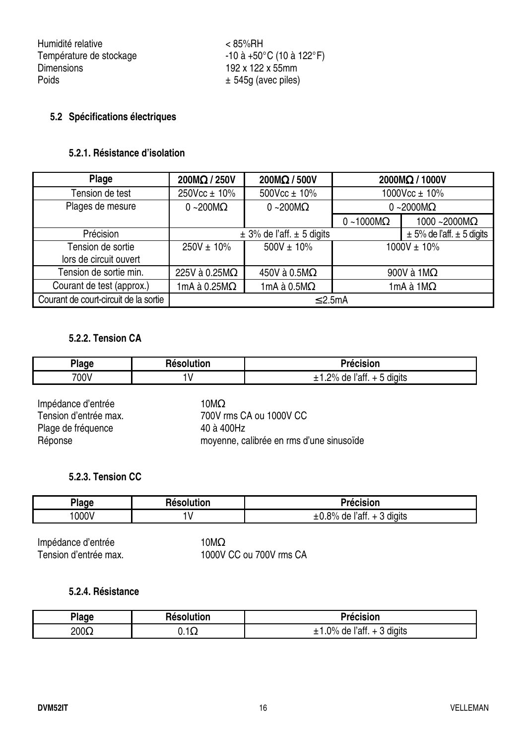| | |
|---|---|
| Humidité relative | < 85%RH |
| Température de stockage | -10 à +50°C (10 à 122°F) |
| Dimensions | 192 x 122 x 55mm |
| Poids | ± 545g (avec piles) |

### 5.2 Spécifications électriques

#### 5.2.1. Résistance d'isolation

| Plage | 200MΩ / 250V | 200MΩ / 500V | 2000MΩ / 1000V | |
|---|---|---|---|---|
| Tension de test | 250Vcc ± 10% | 500Vcc ± 10% | 1000Vcc ± 10% | |
| Plages de mesure | 0 ~200MΩ | 0 ~200MΩ | 0 ~2000MΩ | |
| | | | 0 ~1000MΩ | 1000 ~2000MΩ |
| Précision | ± 3% de l'aff. ± 5 digits | | | ± 5% de l'aff. ± 5 digits |
| Tension de sortie lors de circuit ouvert | 250V ± 10% | 500V ± 10% | 1000V ± 10% | |
| Tension de sortie min. | 225V à 0.25MΩ | 450V à 0.5MΩ | 900V à 1MΩ | |
| Courant de test (approx.) | 1mA à 0.25MΩ | 1mA à 0.5MΩ | 1mA à 1MΩ | |
| Courant de court-circuit de la sortie | ≤2.5mA | | | |

#### 5.2.2. Tension CA

| Plage | Résolution | Précision |
|---|---|---|
| 700V | 1V | ±1.2% de l'aff. + 5 digits |

| | |
|---|---|
| Impédance d'entrée | 10MΩ |
| Tension d'entrée max. | 700V rms CA ou 1000V CC |
| Plage de fréquence | 40 à 400Hz |
| Réponse | moyenne, calibrée en rms d'une sinusoïde |

#### 5.2.3. Tension CC

| Plage | Résolution | Précision |
|---|---|---|
| 1000V | 1V | ±0.8% de l'aff. + 3 digits |

| | |
|---|---|
| Impédance d'entrée | 10MΩ |
| Tension d'entrée max. | 1000V CC ou 700V rms CA |

#### 5.2.4. Résistance

| Plage | Résolution | Précision |
|---|---|---|
| 200Ω | 0.1Ω | ±1.0% de l'aff. + 3 digits |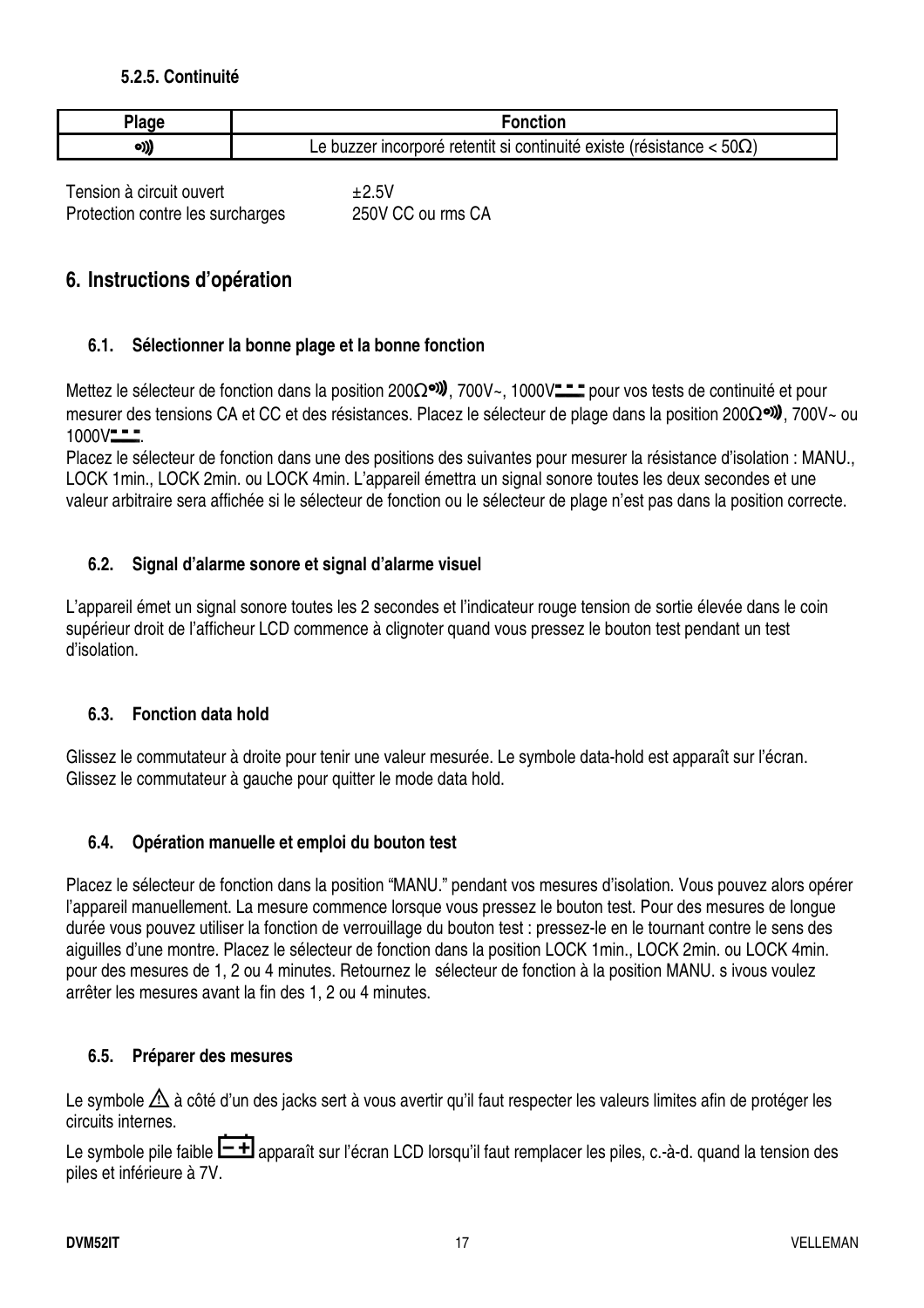#### 5.2.5. Continuité

| Plage | Fonction |
| --- | --- |
| •))) | Le buzzer incorporé retentit si continuité existe (résistance < 50Ω) |

Tension à circuit ouvert ±2.5V
Protection contre les surcharges 250V CC ou rms CA

## 6. Instructions d'opération

### 6.1. Sélectionner la bonne plage et la bonne fonction

Mettez le sélecteur de fonction dans la position 200Ω•))), 700V~, 1000V⎓ pour vos tests de continuité et pour mesurer des tensions CA et CC et des résistances. Placez le sélecteur de plage dans la position 200Ω•))), 700V~ ou 1000V⎓.

Placez le sélecteur de fonction dans une des positions des suivantes pour mesurer la résistance d'isolation : MANU., LOCK 1min., LOCK 2min. ou LOCK 4min. L'appareil émettra un signal sonore toutes les deux secondes et une valeur arbitraire sera affichée si le sélecteur de fonction ou le sélecteur de plage n'est pas dans la position correcte.

### 6.2. Signal d'alarme sonore et signal d'alarme visuel

L'appareil émet un signal sonore toutes les 2 secondes et l'indicateur rouge tension de sortie élevée dans le coin supérieur droit de l'afficheur LCD commence à clignoter quand vous pressez le bouton test pendant un test d'isolation.

### 6.3. Fonction data hold

Glissez le commutateur à droite pour tenir une valeur mesurée. Le symbole data-hold est apparaît sur l'écran. Glissez le commutateur à gauche pour quitter le mode data hold.

### 6.4. Opération manuelle et emploi du bouton test

Placez le sélecteur de fonction dans la position "MANU." pendant vos mesures d'isolation. Vous pouvez alors opérer l'appareil manuellement. La mesure commence lorsque vous pressez le bouton test. Pour des mesures de longue durée vous pouvez utiliser la fonction de verrouillage du bouton test : pressez-le en le tournant contre le sens des aiguilles d'une montre. Placez le sélecteur de fonction dans la position LOCK 1min., LOCK 2min. ou LOCK 4min. pour des mesures de 1, 2 ou 4 minutes. Retournez le sélecteur de fonction à la position MANU. s ivous voulez arrêter les mesures avant la fin des 1, 2 ou 4 minutes.

### 6.5. Préparer des mesures

Le symbole ⚠ à côté d'un des jacks sert à vous avertir qu'il faut respecter les valeurs limites afin de protéger les circuits internes.

Le symbole pile faible [− +] apparaît sur l'écran LCD lorsqu'il faut remplacer les piles, c.-à-d. quand la tension des piles et inférieure à 7V.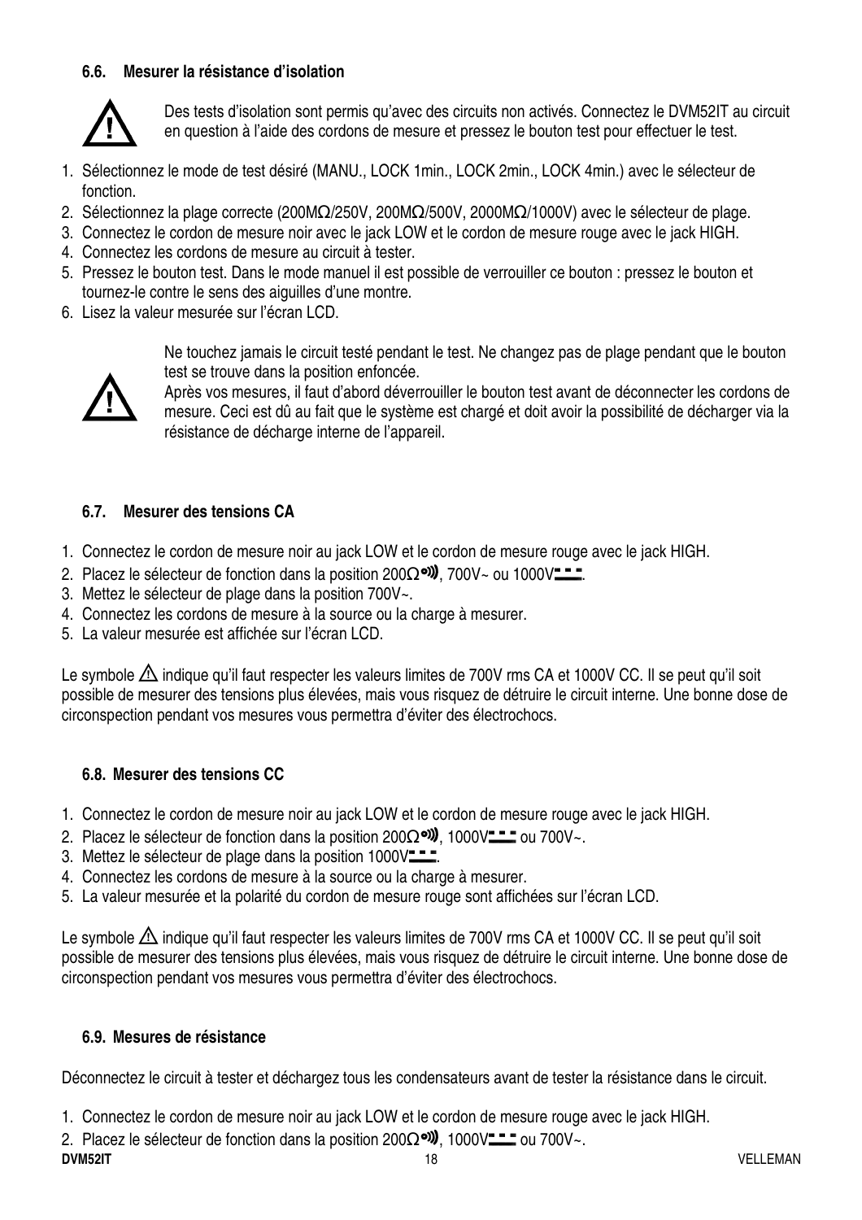### 6.6. Mesurer la résistance d'isolation

⚠ Des tests d'isolation sont permis qu'avec des circuits non activés. Connectez le DVM52IT au circuit en question à l'aide des cordons de mesure et pressez le bouton test pour effectuer le test.

1. Sélectionnez le mode de test désiré (MANU., LOCK 1min., LOCK 2min., LOCK 4min.) avec le sélecteur de fonction.
2. Sélectionnez la plage correcte (200MΩ/250V, 200MΩ/500V, 2000MΩ/1000V) avec le sélecteur de plage.
3. Connectez le cordon de mesure noir avec le jack LOW et le cordon de mesure rouge avec le jack HIGH.
4. Connectez les cordons de mesure au circuit à tester.
5. Pressez le bouton test. Dans le mode manuel il est possible de verrouiller ce bouton : pressez le bouton et tournez-le contre le sens des aiguilles d'une montre.
6. Lisez la valeur mesurée sur l'écran LCD.

⚠ Ne touchez jamais le circuit testé pendant le test. Ne changez pas de plage pendant que le bouton test se trouve dans la position enfoncée.
Après vos mesures, il faut d'abord déverrouiller le bouton test avant de déconnecter les cordons de mesure. Ceci est dû au fait que le système est chargé et doit avoir la possibilité de décharger via la résistance de décharge interne de l'appareil.

### 6.7. Mesurer des tensions CA

1. Connectez le cordon de mesure noir au jack LOW et le cordon de mesure rouge avec le jack HIGH.
2. Placez le sélecteur de fonction dans la position 200Ω•))), 700V~ ou 1000V⎓.
3. Mettez le sélecteur de plage dans la position 700V~.
4. Connectez les cordons de mesure à la source ou la charge à mesurer.
5. La valeur mesurée est affichée sur l'écran LCD.

Le symbole ⚠ indique qu'il faut respecter les valeurs limites de 700V rms CA et 1000V CC. Il se peut qu'il soit possible de mesurer des tensions plus élevées, mais vous risquez de détruire le circuit interne. Une bonne dose de circonspection pendant vos mesures vous permettra d'éviter des électrochocs.

### 6.8. Mesurer des tensions CC

1. Connectez le cordon de mesure noir au jack LOW et le cordon de mesure rouge avec le jack HIGH.
2. Placez le sélecteur de fonction dans la position 200Ω•))), 1000V⎓ ou 700V~.
3. Mettez le sélecteur de plage dans la position 1000V⎓.
4. Connectez les cordons de mesure à la source ou la charge à mesurer.
5. La valeur mesurée et la polarité du cordon de mesure rouge sont affichées sur l'écran LCD.

Le symbole ⚠ indique qu'il faut respecter les valeurs limites de 700V rms CA et 1000V CC. Il se peut qu'il soit possible de mesurer des tensions plus élevées, mais vous risquez de détruire le circuit interne. Une bonne dose de circonspection pendant vos mesures vous permettra d'éviter des électrochocs.

### 6.9. Mesures de résistance

Déconnectez le circuit à tester et déchargez tous les condensateurs avant de tester la résistance dans le circuit.

1. Connectez le cordon de mesure noir au jack LOW et le cordon de mesure rouge avec le jack HIGH.
2. Placez le sélecteur de fonction dans la position 200Ω•))), 1000V⎓ ou 700V~.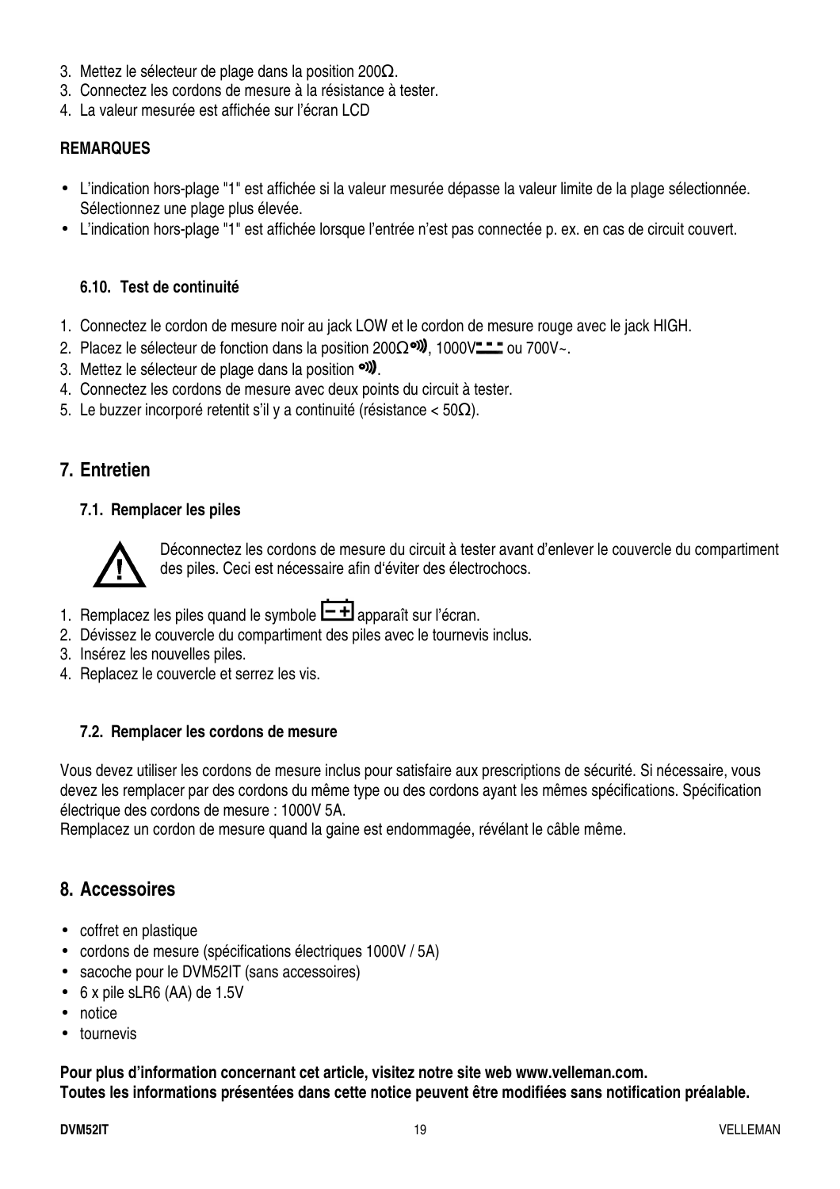3. Mettez le sélecteur de plage dans la position 200Ω.
3. Connectez les cordons de mesure à la résistance à tester.
4. La valeur mesurée est affichée sur l'écran LCD

**REMARQUES**

- L'indication hors-plage "1" est affichée si la valeur mesurée dépasse la valeur limite de la plage sélectionnée. Sélectionnez une plage plus élevée.
- L'indication hors-plage "1" est affichée lorsque l'entrée n'est pas connectée p. ex. en cas de circuit couvert.

### 6.10. Test de continuité

1. Connectez le cordon de mesure noir au jack LOW et le cordon de mesure rouge avec le jack HIGH.
2. Placez le sélecteur de fonction dans la position 200Ω•))), 1000V⎓ ou 700V~.
3. Mettez le sélecteur de plage dans la position •))).
4. Connectez les cordons de mesure avec deux points du circuit à tester.
5. Le buzzer incorporé retentit s'il y a continuité (résistance < 50Ω).

## 7. Entretien

### 7.1. Remplacer les piles

⚠ Déconnectez les cordons de mesure du circuit à tester avant d'enlever le couvercle du compartiment des piles. Ceci est nécessaire afin d'éviter des électrochocs.

1. Remplacez les piles quand le symbole [– +] apparaît sur l'écran.
2. Dévissez le couvercle du compartiment des piles avec le tournevis inclus.
3. Insérez les nouvelles piles.
4. Replacez le couvercle et serrez les vis.

### 7.2. Remplacer les cordons de mesure

Vous devez utiliser les cordons de mesure inclus pour satisfaire aux prescriptions de sécurité. Si nécessaire, vous devez les remplacer par des cordons du même type ou des cordons ayant les mêmes spécifications. Spécification électrique des cordons de mesure : 1000V 5A.
Remplacez un cordon de mesure quand la gaine est endommagée, révélant le câble même.

## 8. Accessoires

- coffret en plastique
- cordons de mesure (spécifications électriques 1000V / 5A)
- sacoche pour le DVM52IT (sans accessoires)
- 6 x pile sLR6 (AA) de 1.5V
- notice
- tournevis

**Pour plus d'information concernant cet article, visitez notre site web www.velleman.com.**
**Toutes les informations présentées dans cette notice peuvent être modifiées sans notification préalable.**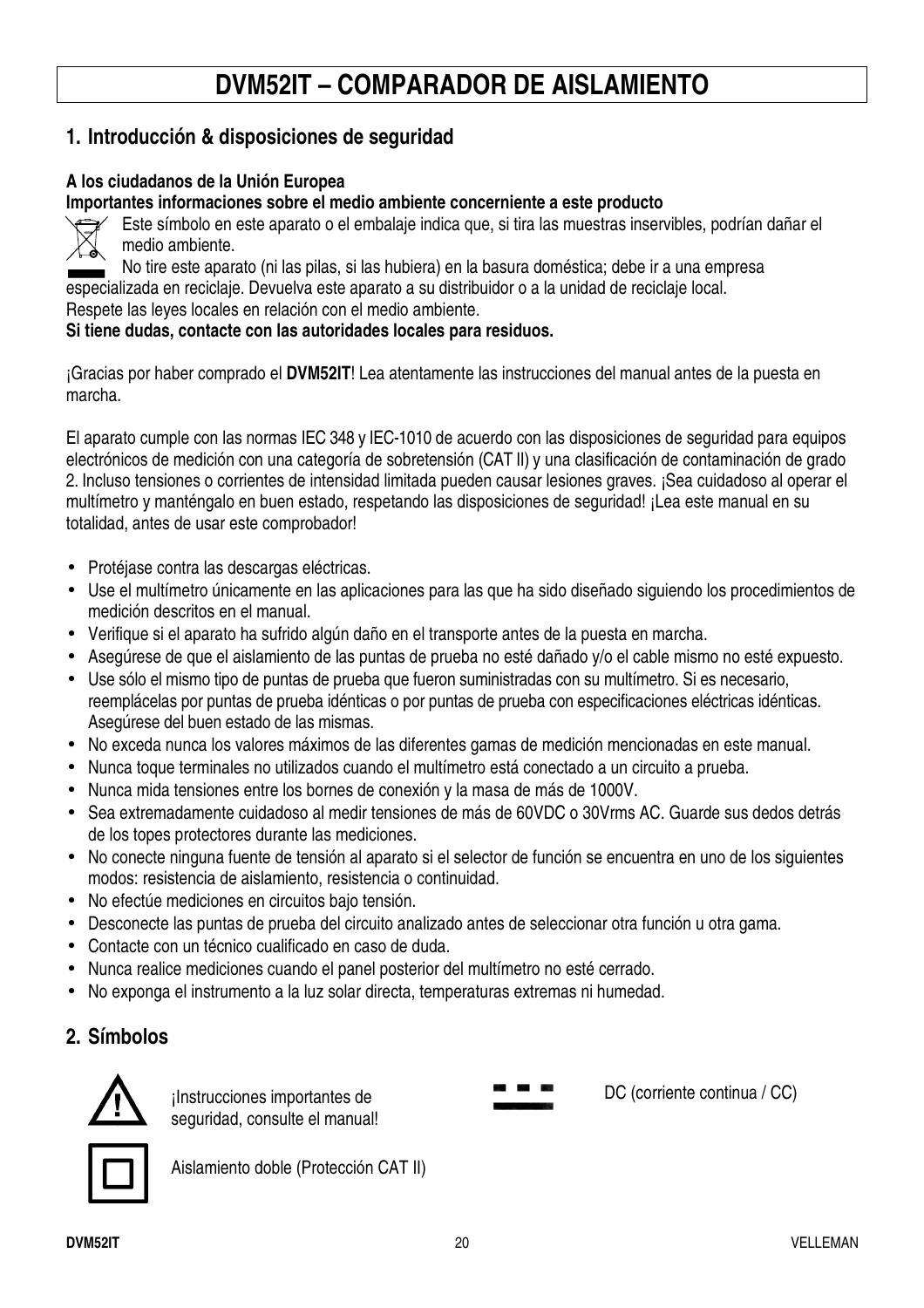# DVM52IT – COMPARADOR DE AISLAMIENTO

## 1. Introducción & disposiciones de seguridad

**A los ciudadanos de la Unión Europea**
**Importantes informaciones sobre el medio ambiente concerniente a este producto**

Este símbolo en este aparato o el embalaje indica que, si tira las muestras inservibles, podrían dañar el medio ambiente.
No tire este aparato (ni las pilas, si las hubiera) en la basura doméstica; debe ir a una empresa especializada en reciclaje. Devuelva este aparato a su distribuidor o a la unidad de reciclaje local.
Respete las leyes locales en relación con el medio ambiente.
**Si tiene dudas, contacte con las autoridades locales para residuos.**

¡Gracias por haber comprado el **DVM52IT**! Lea atentamente las instrucciones del manual antes de la puesta en marcha.

El aparato cumple con las normas IEC 348 y IEC-1010 de acuerdo con las disposiciones de seguridad para equipos electrónicos de medición con una categoría de sobretensión (CAT II) y una clasificación de contaminación de grado 2. Incluso tensiones o corrientes de intensidad limitada pueden causar lesiones graves. ¡Sea cuidadoso al operar el multímetro y manténgalo en buen estado, respetando las disposiciones de seguridad! ¡Lea este manual en su totalidad, antes de usar este comprobador!

- Protéjase contra las descargas eléctricas.
- Use el multímetro únicamente en las aplicaciones para las que ha sido diseñado siguiendo los procedimientos de medición descritos en el manual.
- Verifique si el aparato ha sufrido algún daño en el transporte antes de la puesta en marcha.
- Asegúrese de que el aislamiento de las puntas de prueba no esté dañado y/o el cable mismo no esté expuesto.
- Use sólo el mismo tipo de puntas de prueba que fueron suministradas con su multímetro. Si es necesario, reemplácelas por puntas de prueba idénticas o por puntas de prueba con especificaciones eléctricas idénticas. Asegúrese del buen estado de las mismas.
- No exceda nunca los valores máximos de las diferentes gamas de medición mencionadas en este manual.
- Nunca toque terminales no utilizados cuando el multímetro está conectado a un circuito a prueba.
- Nunca mida tensiones entre los bornes de conexión y la masa de más de 1000V.
- Sea extremadamente cuidadoso al medir tensiones de más de 60VDC o 30Vrms AC. Guarde sus dedos detrás de los topes protectores durante las mediciones.
- No conecte ninguna fuente de tensión al aparato si el selector de función se encuentra en uno de los siguientes modos: resistencia de aislamiento, resistencia o continuidad.
- No efectúe mediciones en circuitos bajo tensión.
- Desconecte las puntas de prueba del circuito analizado antes de seleccionar otra función u otra gama.
- Contacte con un técnico cualificado en caso de duda.
- Nunca realice mediciones cuando el panel posterior del multímetro no esté cerrado.
- No exponga el instrumento a la luz solar directa, temperaturas extremas ni humedad.

## 2. Símbolos

| Símbolo | Descripción |
|---|---|
| ⚠ | ¡Instrucciones importantes de seguridad, consulte el manual! |
| ⧈ | Aislamiento doble (Protección CAT II) |
| ⎓ | DC (corriente continua / CC) |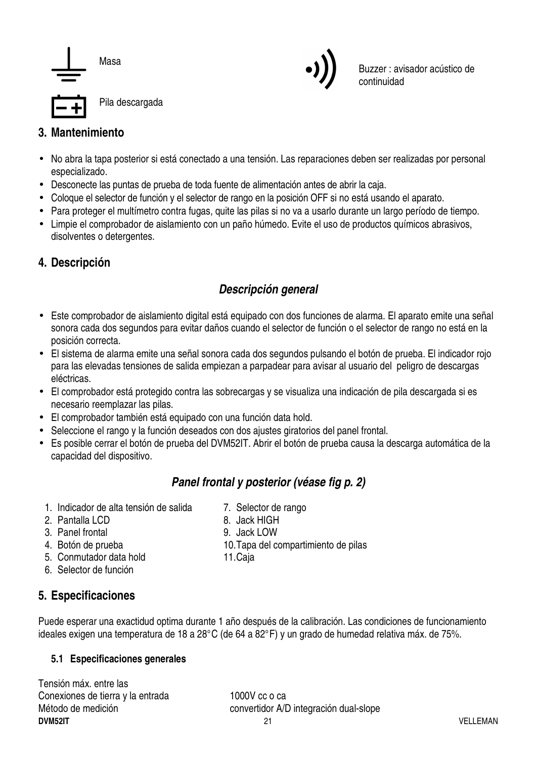Masa

Buzzer : avisador acústico de continuidad

Pila descargada

## 3. Mantenimiento

- No abra la tapa posterior si está conectado a una tensión. Las reparaciones deben ser realizadas por personal especializado.
- Desconecte las puntas de prueba de toda fuente de alimentación antes de abrir la caja.
- Coloque el selector de función y el selector de rango en la posición OFF si no está usando el aparato.
- Para proteger el multímetro contra fugas, quite las pilas si no va a usarlo durante un largo período de tiempo.
- Limpie el comprobador de aislamiento con un paño húmedo. Evite el uso de productos químicos abrasivos, disolventes o detergentes.

## 4. Descripción

### *Descripción general*

- Este comprobador de aislamiento digital está equipado con dos funciones de alarma. El aparato emite una señal sonora cada dos segundos para evitar daños cuando el selector de función o el selector de rango no está en la posición correcta.
- El sistema de alarma emite una señal sonora cada dos segundos pulsando el botón de prueba. El indicador rojo para las elevadas tensiones de salida empiezan a parpadear para avisar al usuario del peligro de descargas eléctricas.
- El comprobador está protegido contra las sobrecargas y se visualiza una indicación de pila descargada si es necesario reemplazar las pilas.
- El comprobador también está equipado con una función data hold.
- Seleccione el rango y la función deseados con dos ajustes giratorios del panel frontal.
- Es posible cerrar el botón de prueba del DVM52IT. Abrir el botón de prueba causa la descarga automática de la capacidad del dispositivo.

### *Panel frontal y posterior (véase fig p. 2)*

1. Indicador de alta tensión de salida
2. Pantalla LCD
3. Panel frontal
4. Botón de prueba
5. Conmutador data hold
6. Selector de función
7. Selector de rango
8. Jack HIGH
9. Jack LOW
10. Tapa del compartimiento de pilas
11. Caja

## 5. Especificaciones

Puede esperar una exactidud optima durante 1 año después de la calibración. Las condiciones de funcionamiento ideales exigen una temperatura de 18 a 28°C (de 64 a 82°F) y un grado de humedad relativa máx. de 75%.

### 5.1 Especificaciones generales

| | |
|---|---|
| Tensión máx. entre las Conexiones de tierra y la entrada | 1000V cc o ca |
| Método de medición | convertidor A/D integración dual-slope |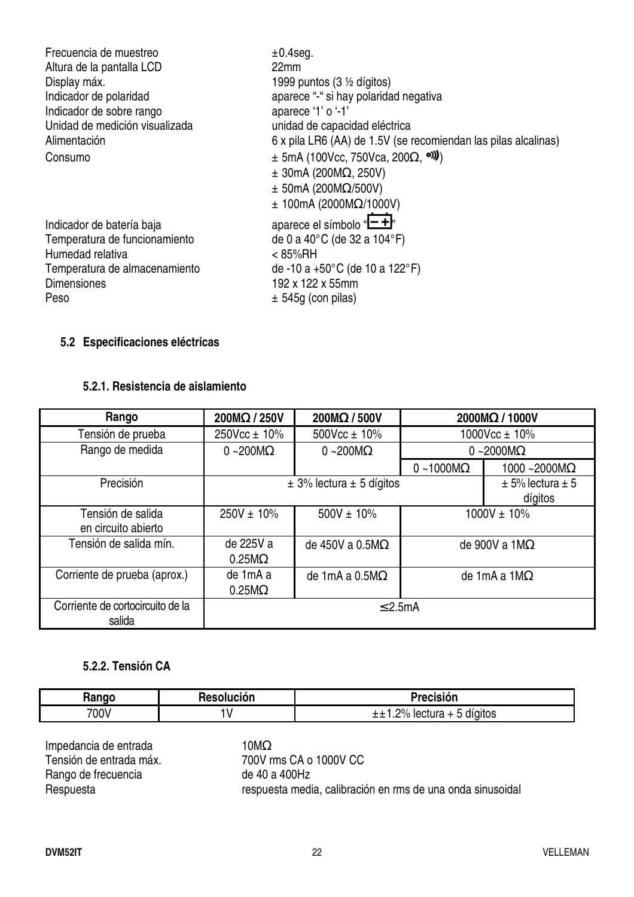| | |
|---|---|
| Frecuencia de muestreo | ±0.4seg. |
| Altura de la pantalla LCD | 22mm |
| Display máx. | 1999 puntos (3 ½ dígitos) |
| Indicador de polaridad | aparece "-" si hay polaridad negativa |
| Indicador de sobre rango | aparece '1' o '-1' |
| Unidad de medición visualizada | unidad de capacidad eléctrica |
| Alimentación | 6 x pila LR6 (AA) de 1.5V (se recomiendan las pilas alcalinas) |
| Consumo | ± 5mA (100Vcc, 750Vca, 200Ω, •))) )<br>± 30mA (200MΩ, 250V)<br>± 50mA (200MΩ/500V)<br>± 100mA (2000MΩ/1000V) |
| Indicador de batería baja | aparece el símbolo "[– +]" |
| Temperatura de funcionamiento | de 0 a 40°C (de 32 a 104°F) |
| Humedad relativa | < 85%RH |
| Temperatura de almacenamiento | de -10 a +50°C (de 10 a 122°F) |
| Dimensiones | 192 x 122 x 55mm |
| Peso | ± 545g (con pilas) |

### 5.2 Especificaciones eléctricas

#### 5.2.1. Resistencia de aislamiento

| Rango | 200MΩ / 250V | 200MΩ / 500V | 2000MΩ / 1000V | |
|---|---|---|---|---|
| Tensión de prueba | 250Vcc ± 10% | 500Vcc ± 10% | 1000Vcc ± 10% | |
| Rango de medida | 0 ~200MΩ | 0 ~200MΩ | 0 ~2000MΩ | |
| | | | 0 ~1000MΩ | 1000 ~2000MΩ |
| Precisión | ± 3% lectura ± 5 dígitos | | | ± 5% lectura ± 5 dígitos |
| Tensión de salida en circuito abierto | 250V ± 10% | 500V ± 10% | 1000V ± 10% | |
| Tensión de salida mín. | de 225V a 0.25MΩ | de 450V a 0.5MΩ | de 900V a 1MΩ | |
| Corriente de prueba (aprox.) | de 1mA a 0.25MΩ | de 1mA a 0.5MΩ | de 1mA a 1MΩ | |
| Corriente de cortocircuito de la salida | ≤2.5mA | | | |

#### 5.2.2. Tensión CA

| Rango | Resolución | Precisión |
|---|---|---|
| 700V | 1V | ±±1.2% lectura + 5 dígitos |

| | |
|---|---|
| Impedancia de entrada | 10MΩ |
| Tensión de entrada máx. | 700V rms CA o 1000V CC |
| Rango de frecuencia | de 40 a 400Hz |
| Respuesta | respuesta media, calibración en rms de una onda sinusoidal |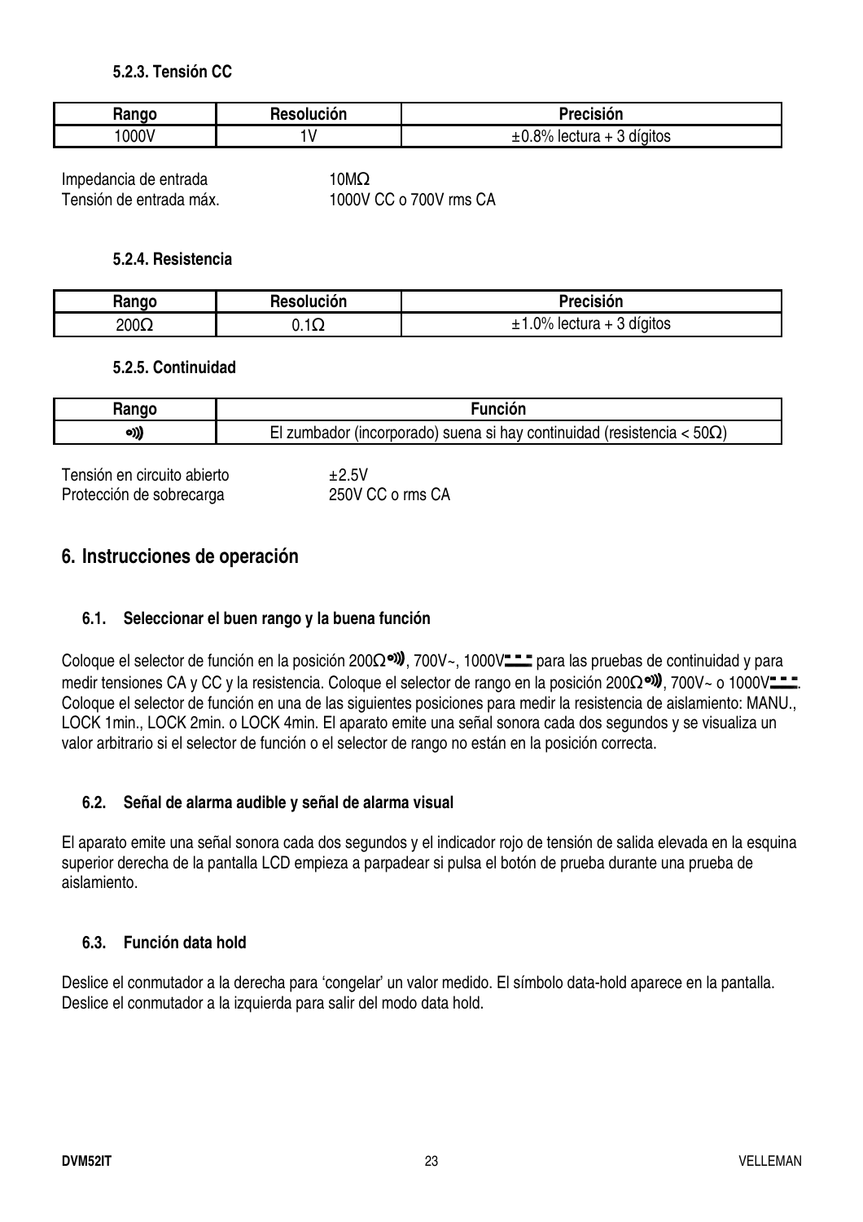#### 5.2.3. Tensión CC

| Rango | Resolución | Precisión |
|---|---|---|
| 1000V | 1V | ±0.8% lectura + 3 dígitos |

Impedancia de entrada 10MΩ
Tensión de entrada máx. 1000V CC o 700V rms CA

#### 5.2.4. Resistencia

| Rango | Resolución | Precisión |
|---|---|---|
| 200Ω | 0.1Ω | ±1.0% lectura + 3 dígitos |

#### 5.2.5. Continuidad

| Rango | Función |
|---|---|
| •))) | El zumbador (incorporado) suena si hay continuidad (resistencia < 50Ω) |

Tensión en circuito abierto ±2.5V
Protección de sobrecarga 250V CC o rms CA

## 6. Instrucciones de operación

### 6.1. Seleccionar el buen rango y la buena función

Coloque el selector de función en la posición 200Ω•))), 700V~, 1000V⎓ para las pruebas de continuidad y para medir tensiones CA y CC y la resistencia. Coloque el selector de rango en la posición 200Ω•))), 700V~ o 1000V⎓. Coloque el selector de función en una de las siguientes posiciones para medir la resistencia de aislamiento: MANU., LOCK 1min., LOCK 2min. o LOCK 4min. El aparato emite una señal sonora cada dos segundos y se visualiza un valor arbitrario si el selector de función o el selector de rango no están en la posición correcta.

### 6.2. Señal de alarma audible y señal de alarma visual

El aparato emite una señal sonora cada dos segundos y el indicador rojo de tensión de salida elevada en la esquina superior derecha de la pantalla LCD empieza a parpadear si pulsa el botón de prueba durante una prueba de aislamiento.

### 6.3. Función data hold

Deslice el conmutador a la derecha para 'congelar' un valor medido. El símbolo data-hold aparece en la pantalla. Deslice el conmutador a la izquierda para salir del modo data hold.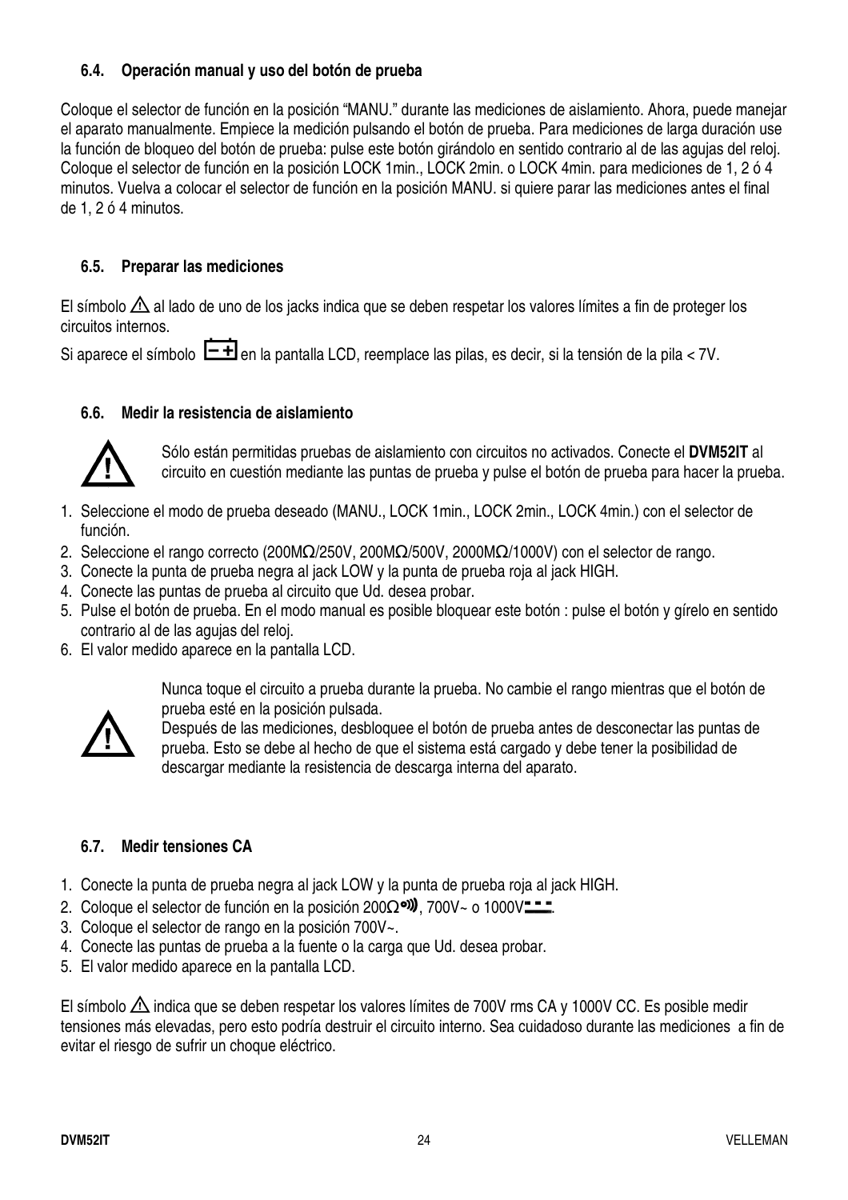### 6.4. Operación manual y uso del botón de prueba

Coloque el selector de función en la posición "MANU." durante las mediciones de aislamiento. Ahora, puede manejar el aparato manualmente. Empiece la medición pulsando el botón de prueba. Para mediciones de larga duración use la función de bloqueo del botón de prueba: pulse este botón girándolo en sentido contrario al de las agujas del reloj. Coloque el selector de función en la posición LOCK 1min., LOCK 2min. o LOCK 4min. para mediciones de 1, 2 ó 4 minutos. Vuelva a colocar el selector de función en la posición MANU. si quiere parar las mediciones antes el final de 1, 2 ó 4 minutos.

### 6.5. Preparar las mediciones

El símbolo ⚠ al lado de uno de los jacks indica que se deben respetar los valores límites a fin de proteger los circuitos internos.

Si aparece el símbolo [- +] en la pantalla LCD, reemplace las pilas, es decir, si la tensión de la pila < 7V.

### 6.6. Medir la resistencia de aislamiento

⚠ Sólo están permitidas pruebas de aislamiento con circuitos no activados. Conecte el **DVM52IT** al circuito en cuestión mediante las puntas de prueba y pulse el botón de prueba para hacer la prueba.

1. Seleccione el modo de prueba deseado (MANU., LOCK 1min., LOCK 2min., LOCK 4min.) con el selector de función.
2. Seleccione el rango correcto (200MΩ/250V, 200MΩ/500V, 2000MΩ/1000V) con el selector de rango.
3. Conecte la punta de prueba negra al jack LOW y la punta de prueba roja al jack HIGH.
4. Conecte las puntas de prueba al circuito que Ud. desea probar.
5. Pulse el botón de prueba. En el modo manual es posible bloquear este botón : pulse el botón y gírelo en sentido contrario al de las agujas del reloj.
6. El valor medido aparece en la pantalla LCD.

⚠ Nunca toque el circuito a prueba durante la prueba. No cambie el rango mientras que el botón de prueba esté en la posición pulsada.
Después de las mediciones, desbloquee el botón de prueba antes de desconectar las puntas de prueba. Esto se debe al hecho de que el sistema está cargado y debe tener la posibilidad de descargar mediante la resistencia de descarga interna del aparato.

### 6.7. Medir tensiones CA

1. Conecte la punta de prueba negra al jack LOW y la punta de prueba roja al jack HIGH.
2. Coloque el selector de función en la posición 200Ω•))), 700V~ o 1000V⎓.
3. Coloque el selector de rango en la posición 700V~.
4. Conecte las puntas de prueba a la fuente o la carga que Ud. desea probar.
5. El valor medido aparece en la pantalla LCD.

El símbolo ⚠ indica que se deben respetar los valores límites de 700V rms CA y 1000V CC. Es posible medir tensiones más elevadas, pero esto podría destruir el circuito interno. Sea cuidadoso durante las mediciones a fin de evitar el riesgo de sufrir un choque eléctrico.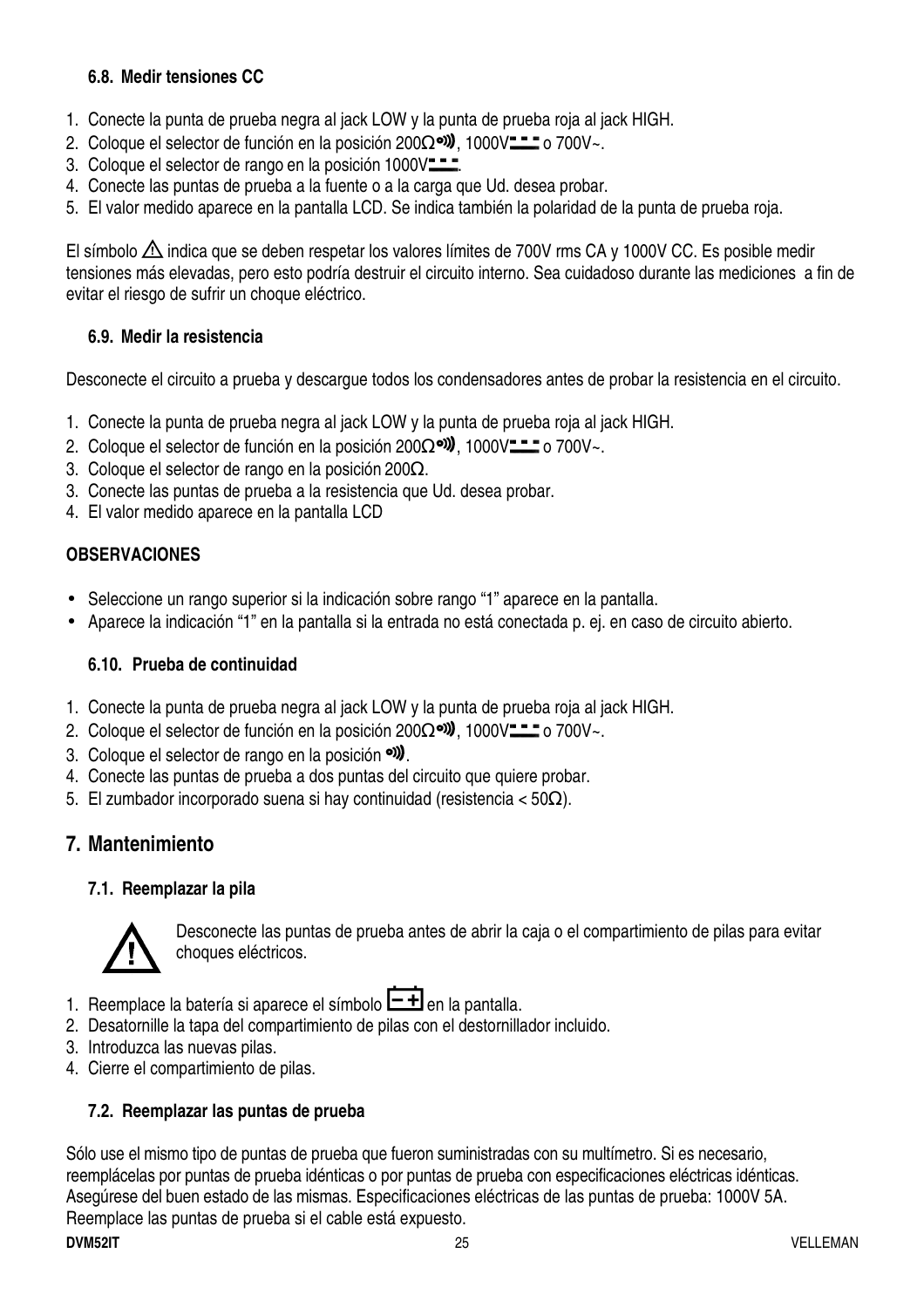### 6.8. Medir tensiones CC

1. Conecte la punta de prueba negra al jack LOW y la punta de prueba roja al jack HIGH.
2. Coloque el selector de función en la posición 200Ω•))), 1000V⎓ o 700V~.
3. Coloque el selector de rango en la posición 1000V⎓.
4. Conecte las puntas de prueba a la fuente o a la carga que Ud. desea probar.
5. El valor medido aparece en la pantalla LCD. Se indica también la polaridad de la punta de prueba roja.

El símbolo ⚠ indica que se deben respetar los valores límites de 700V rms CA y 1000V CC. Es posible medir tensiones más elevadas, pero esto podría destruir el circuito interno. Sea cuidadoso durante las mediciones a fin de evitar el riesgo de sufrir un choque eléctrico.

### 6.9. Medir la resistencia

Desconecte el circuito a prueba y descargue todos los condensadores antes de probar la resistencia en el circuito.

1. Conecte la punta de prueba negra al jack LOW y la punta de prueba roja al jack HIGH.
2. Coloque el selector de función en la posición 200Ω•))), 1000V⎓ o 700V~.
3. Coloque el selector de rango en la posición 200Ω.
3. Conecte las puntas de prueba a la resistencia que Ud. desea probar.
4. El valor medido aparece en la pantalla LCD

**OBSERVACIONES**

- Seleccione un rango superior si la indicación sobre rango "1" aparece en la pantalla.
- Aparece la indicación "1" en la pantalla si la entrada no está conectada p. ej. en caso de circuito abierto.

### 6.10. Prueba de continuidad

1. Conecte la punta de prueba negra al jack LOW y la punta de prueba roja al jack HIGH.
2. Coloque el selector de función en la posición 200Ω•))), 1000V⎓ o 700V~.
3. Coloque el selector de rango en la posición •))).
4. Conecte las puntas de prueba a dos puntas del circuito que quiere probar.
5. El zumbador incorporado suena si hay continuidad (resistencia < 50Ω).

## 7. Mantenimiento

### 7.1. Reemplazar la pila

⚠ Desconecte las puntas de prueba antes de abrir la caja o el compartimiento de pilas para evitar choques eléctricos.

1. Reemplace la batería si aparece el símbolo [− +] en la pantalla.
2. Desatornille la tapa del compartimiento de pilas con el destornillador incluido.
3. Introduzca las nuevas pilas.
4. Cierre el compartimiento de pilas.

### 7.2. Reemplazar las puntas de prueba

Sólo use el mismo tipo de puntas de prueba que fueron suministradas con su multímetro. Si es necesario, reemplácelas por puntas de prueba idénticas o por puntas de prueba con especificaciones eléctricas idénticas. Asegúrese del buen estado de las mismas. Especificaciones eléctricas de las puntas de prueba: 1000V 5A. Reemplace las puntas de prueba si el cable está expuesto.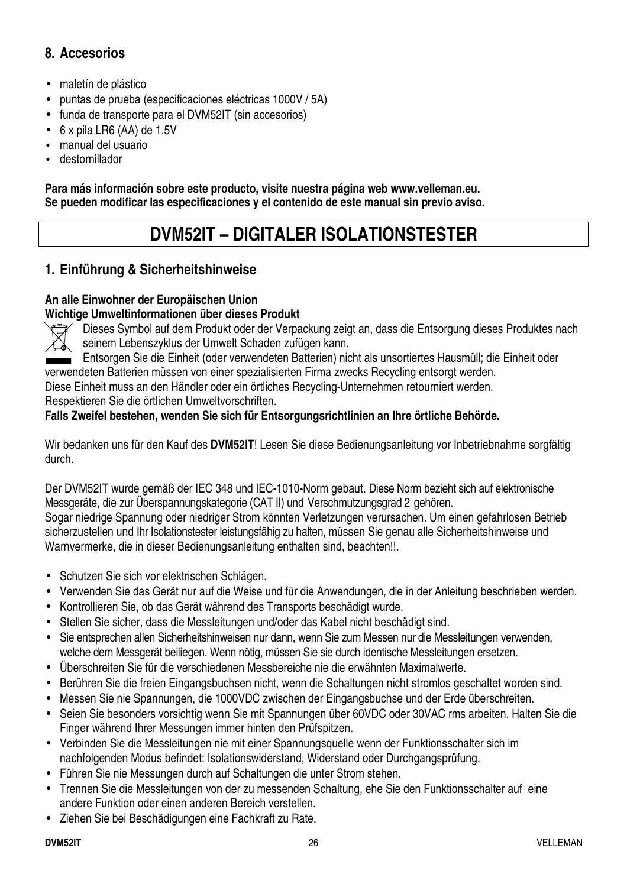## 8. Accesorios

- maletín de plástico
- puntas de prueba (especificaciones eléctricas 1000V / 5A)
- funda de transporte para el DVM52IT (sin accesorios)
- 6 x pila LR6 (AA) de 1.5V
- manual del usuario
- destornillador

**Para más información sobre este producto, visite nuestra página web www.velleman.eu.**
**Se pueden modificar las especificaciones y el contenido de este manual sin previo aviso.**

# DVM52IT – DIGITALER ISOLATIONSTESTER

## 1. Einführung & Sicherheitshinweise

**An alle Einwohner der Europäischen Union**
**Wichtige Umweltinformationen über dieses Produkt**

Dieses Symbol auf dem Produkt oder der Verpackung zeigt an, dass die Entsorgung dieses Produktes nach seinem Lebenszyklus der Umwelt Schaden zufügen kann.
Entsorgen Sie die Einheit (oder verwendeten Batterien) nicht als unsortiertes Hausmüll; die Einheit oder verwendeten Batterien müssen von einer spezialisierten Firma zwecks Recycling entsorgt werden.
Diese Einheit muss an den Händler oder ein örtliches Recycling-Unternehmen retourniert werden.
Respektieren Sie die örtlichen Umweltvorschriften.
**Falls Zweifel bestehen, wenden Sie sich für Entsorgungsrichtlinien an Ihre örtliche Behörde.**

Wir bedanken uns für den Kauf des **DVM52IT**! Lesen Sie diese Bedienungsanleitung vor Inbetriebnahme sorgfältig durch.

Der DVM52IT wurde gemäß der IEC 348 und IEC-1010-Norm gebaut. Diese Norm bezieht sich auf elektronische Messgeräte, die zur Überspannungskategorie (CAT II) und Verschmutzungsgrad 2 gehören.
Sogar niedrige Spannung oder niedriger Strom könnten Verletzungen verursachen. Um einen gefahrlosen Betrieb sicherzustellen und Ihr Isolationstester leistungsfähig zu halten, müssen Sie genau alle Sicherheitshinweise und Warnvermerke, die in dieser Bedienungsanleitung enthalten sind, beachten!!.

- Schutzen Sie sich vor elektrischen Schlägen.
- Verwenden Sie das Gerät nur auf die Weise und für die Anwendungen, die in der Anleitung beschrieben werden.
- Kontrollieren Sie, ob das Gerät während des Transports beschädigt wurde.
- Stellen Sie sicher, dass die Messleitungen und/oder das Kabel nicht beschädigt sind.
- Sie entsprechen allen Sicherheitshinweisen nur dann, wenn Sie zum Messen nur die Messleitungen verwenden, welche dem Messgerät beiliegen. Wenn nötig, müssen Sie sie durch identische Messleitungen ersetzen.
- Überschreiten Sie für die verschiedenen Messbereiche nie die erwähnten Maximalwerte.
- Berühren Sie die freien Eingangsbuchsen nicht, wenn die Schaltungen nicht stromlos geschaltet worden sind.
- Messen Sie nie Spannungen, die 1000VDC zwischen der Eingangsbuchse und der Erde überschreiten.
- Seien Sie besonders vorsichtig wenn Sie mit Spannungen über 60VDC oder 30VAC rms arbeiten. Halten Sie die Finger während Ihrer Messungen immer hinten den Prüfspitzen.
- Verbinden Sie die Messleitungen nie mit einer Spannungsquelle wenn der Funktionsschalter sich im nachfolgenden Modus befindet: Isolationswiderstand, Widerstand oder Durchgangsprüfung.
- Führen Sie nie Messungen durch auf Schaltungen die unter Strom stehen.
- Trennen Sie die Messleitungen von der zu messenden Schaltung, ehe Sie den Funktionsschalter auf eine andere Funktion oder einen anderen Bereich verstellen.
- Ziehen Sie bei Beschädigungen eine Fachkraft zu Rate.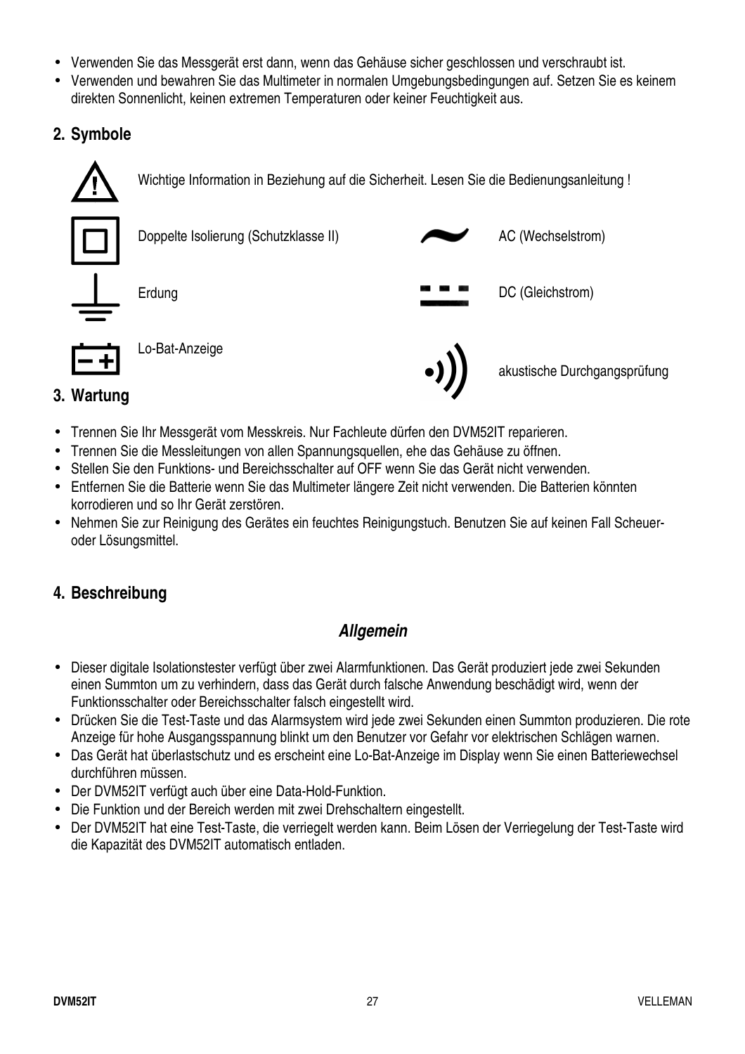- Verwenden Sie das Messgerät erst dann, wenn das Gehäuse sicher geschlossen und verschraubt ist.
- Verwenden und bewahren Sie das Multimeter in normalen Umgebungsbedingungen auf. Setzen Sie es keinem direkten Sonnenlicht, keinen extremen Temperaturen oder keiner Feuchtigkeit aus.

## 2. Symbole

Wichtige Information in Beziehung auf die Sicherheit. Lesen Sie die Bedienungsanleitung !

Doppelte Isolierung (Schutzklasse II)

AC (Wechselstrom)

Erdung

DC (Gleichstrom)

Lo-Bat-Anzeige

akustische Durchgangsprüfung

## 3. Wartung

- Trennen Sie Ihr Messgerät vom Messkreis. Nur Fachleute dürfen den DVM52IT reparieren.
- Trennen Sie die Messleitungen von allen Spannungsquellen, ehe das Gehäuse zu öffnen.
- Stellen Sie den Funktions- und Bereichsschalter auf OFF wenn Sie das Gerät nicht verwenden.
- Entfernen Sie die Batterie wenn Sie das Multimeter längere Zeit nicht verwenden. Die Batterien könnten korrodieren und so Ihr Gerät zerstören.
- Nehmen Sie zur Reinigung des Gerätes ein feuchtes Reinigungstuch. Benutzen Sie auf keinen Fall Scheuer- oder Lösungsmittel.

## 4. Beschreibung

### *Allgemein*

- Dieser digitale Isolationstester verfügt über zwei Alarmfunktionen. Das Gerät produziert jede zwei Sekunden einen Summton um zu verhindern, dass das Gerät durch falsche Anwendung beschädigt wird, wenn der Funktionsschalter oder Bereichsschalter falsch eingestellt wird.
- Drücken Sie die Test-Taste und das Alarmsystem wird jede zwei Sekunden einen Summton produzieren. Die rote Anzeige für hohe Ausgangsspannung blinkt um den Benutzer vor Gefahr vor elektrischen Schlägen warnen.
- Das Gerät hat überlastschutz und es erscheint eine Lo-Bat-Anzeige im Display wenn Sie einen Batteriewechsel durchführen müssen.
- Der DVM52IT verfügt auch über eine Data-Hold-Funktion.
- Die Funktion und der Bereich werden mit zwei Drehschaltern eingestellt.
- Der DVM52IT hat eine Test-Taste, die verriegelt werden kann. Beim Lösen der Verriegelung der Test-Taste wird die Kapazität des DVM52IT automatisch entladen.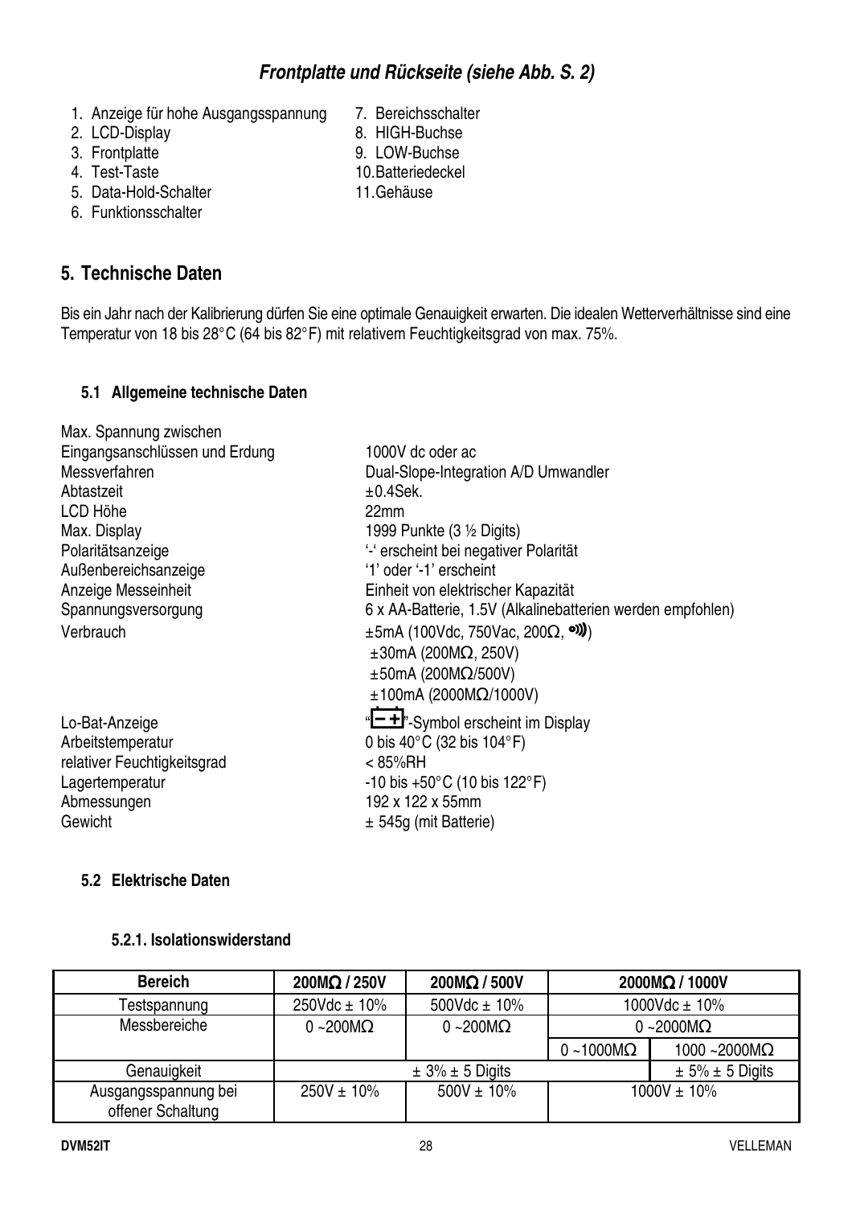## *Frontplatte und Rückseite (siehe Abb. S. 2)*

1. Anzeige für hohe Ausgangsspannung
2. LCD-Display
3. Frontplatte
4. Test-Taste
5. Data-Hold-Schalter
6. Funktionsschalter
7. Bereichsschalter
8. HIGH-Buchse
9. LOW-Buchse
10. Batteriedeckel
11. Gehäuse

## 5. Technische Daten

Bis ein Jahr nach der Kalibrierung dürfen Sie eine optimale Genauigkeit erwarten. Die idealen Wetterverhältnisse sind eine Temperatur von 18 bis 28°C (64 bis 82°F) mit relativem Feuchtigkeitsgrad von max. 75%.

### 5.1 Allgemeine technische Daten

| | |
|---|---|
| Max. Spannung zwischen Eingangsanschlüssen und Erdung | 1000V dc oder ac |
| Messverfahren | Dual-Slope-Integration A/D Umwandler |
| Abtastzeit | ±0.4Sek. |
| LCD Höhe | 22mm |
| Max. Display | 1999 Punkte (3 ½ Digits) |
| Polaritätsanzeige | '-' erscheint bei negativer Polarität |
| Außenbereichsanzeige | '1' oder '-1' erscheint |
| Anzeige Messeinheit | Einheit von elektrischer Kapazität |
| Spannungsversorgung | 6 x AA-Batterie, 1.5V (Alkalinebatterien werden empfohlen) |
| Verbrauch | ±5mA (100Vdc, 750Vac, 200Ω, •))) )<br>±30mA (200MΩ, 250V)<br>±50mA (200MΩ/500V)<br>±100mA (2000MΩ/1000V) |
| Lo-Bat-Anzeige | "− +"-Symbol erscheint im Display |
| Arbeitstemperatur | 0 bis 40°C (32 bis 104°F) |
| relativer Feuchtigkeitsgrad | < 85%RH |
| Lagertemperatur | -10 bis +50°C (10 bis 122°F) |
| Abmessungen | 192 x 122 x 55mm |
| Gewicht | ± 545g (mit Batterie) |

### 5.2 Elektrische Daten

#### 5.2.1. Isolationswiderstand

| Bereich | 200MΩ / 250V | 200MΩ / 500V | 2000MΩ / 1000V | |
|---|---|---|---|---|
| Testspannung | 250Vdc ± 10% | 500Vdc ± 10% | 1000Vdc ± 10% | |
| Messbereiche | 0 ~200MΩ | 0 ~200MΩ | 0 ~2000MΩ | |
| | | | 0 ~1000MΩ | 1000 ~2000MΩ |
| Genauigkeit | ± 3% ± 5 Digits | | | ± 5% ± 5 Digits |
| Ausgangsspannung bei offener Schaltung | 250V ± 10% | 500V ± 10% | 1000V ± 10% | |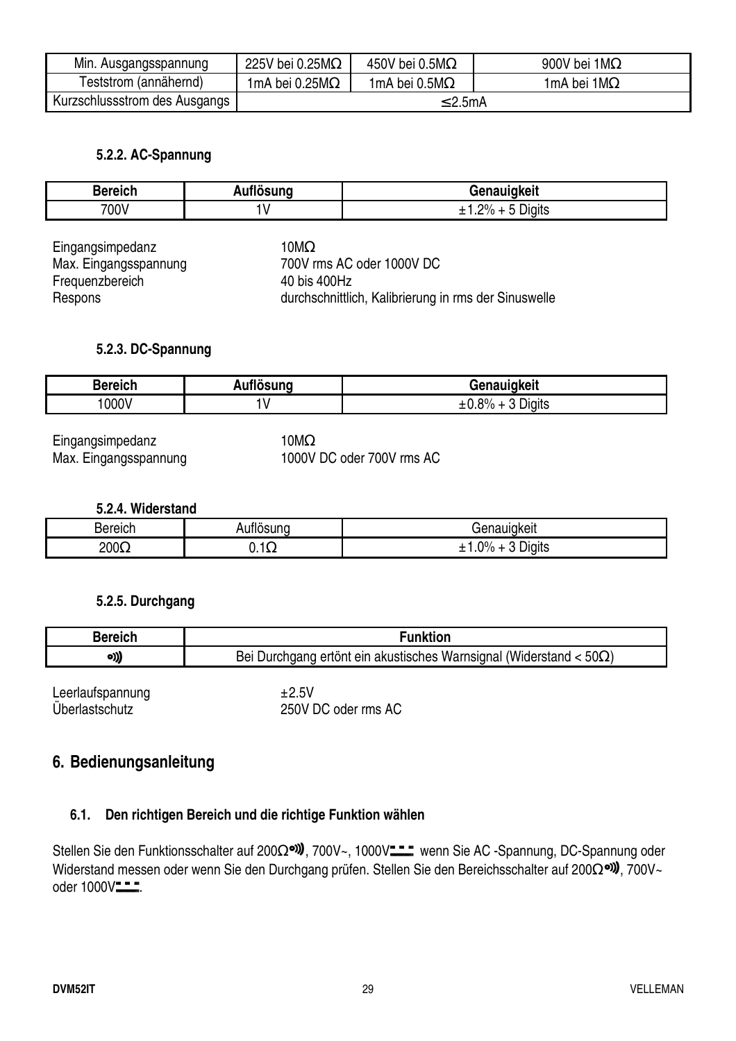| Min. Ausgangsspannung | 225V bei 0.25MΩ | 450V bei 0.5MΩ | 900V bei 1MΩ |
|---|---|---|---|
| Teststrom (annähernd) | 1mA bei 0.25MΩ | 1mA bei 0.5MΩ | 1mA bei 1MΩ |
| Kurzschlussstrom des Ausgangs | ≤2.5mA | | |

#### 5.2.2. AC-Spannung

| Bereich | Auflösung | Genauigkeit |
|---|---|---|
| 700V | 1V | ±1.2% + 5 Digits |

Eingangsimpedanz 10MΩ
Max. Eingangsspannung 700V rms AC oder 1000V DC
Frequenzbereich 40 bis 400Hz
Respons durchschnittlich, Kalibrierung in rms der Sinuswelle

#### 5.2.3. DC-Spannung

| Bereich | Auflösung | Genauigkeit |
|---|---|---|
| 1000V | 1V | ±0.8% + 3 Digits |

Eingangsimpedanz 10MΩ
Max. Eingangsspannung 1000V DC oder 700V rms AC

#### 5.2.4. Widerstand

| Bereich | Auflösung | Genauigkeit |
|---|---|---|
| 200Ω | 0.1Ω | ±1.0% + 3 Digits |

#### 5.2.5. Durchgang

| Bereich | Funktion |
|---|---|
| •))) | Bei Durchgang ertönt ein akustisches Warnsignal (Widerstand < 50Ω) |

Leerlaufspannung ±2.5V
Überlastschutz 250V DC oder rms AC

## 6. Bedienungsanleitung

### 6.1. Den richtigen Bereich und die richtige Funktion wählen

Stellen Sie den Funktionsschalter auf 200Ω•))), 700V~, 1000V⎓ wenn Sie AC -Spannung, DC-Spannung oder Widerstand messen oder wenn Sie den Durchgang prüfen. Stellen Sie den Bereichsschalter auf 200Ω•))), 700V~ oder 1000V⎓.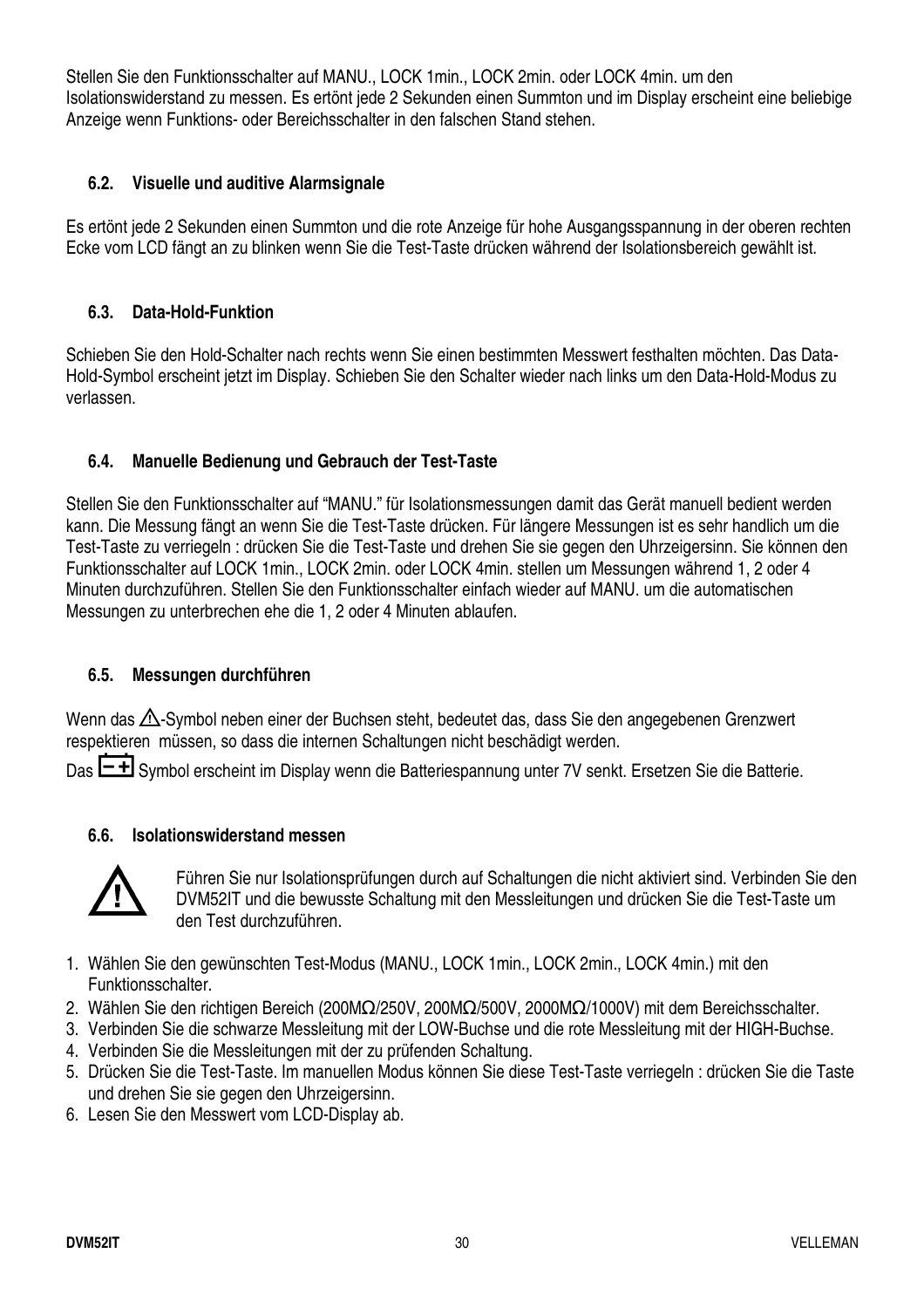Stellen Sie den Funktionsschalter auf MANU., LOCK 1min., LOCK 2min. oder LOCK 4min. um den Isolationswiderstand zu messen. Es ertönt jede 2 Sekunden einen Summton und im Display erscheint eine beliebige Anzeige wenn Funktions- oder Bereichsschalter in den falschen Stand stehen.

### 6.2. Visuelle und auditive Alarmsignale

Es ertönt jede 2 Sekunden einen Summton und die rote Anzeige für hohe Ausgangsspannung in der oberen rechten Ecke vom LCD fängt an zu blinken wenn Sie die Test-Taste drücken während der Isolationsbereich gewählt ist.

### 6.3. Data-Hold-Funktion

Schieben Sie den Hold-Schalter nach rechts wenn Sie einen bestimmten Messwert festhalten möchten. Das Data-Hold-Symbol erscheint jetzt im Display. Schieben Sie den Schalter wieder nach links um den Data-Hold-Modus zu verlassen.

### 6.4. Manuelle Bedienung und Gebrauch der Test-Taste

Stellen Sie den Funktionsschalter auf “MANU.” für Isolationsmessungen damit das Gerät manuell bedient werden kann. Die Messung fängt an wenn Sie die Test-Taste drücken. Für längere Messungen ist es sehr handlich um die Test-Taste zu verriegeln : drücken Sie die Test-Taste und drehen Sie sie gegen den Uhrzeigersinn. Sie können den Funktionsschalter auf LOCK 1min., LOCK 2min. oder LOCK 4min. stellen um Messungen während 1, 2 oder 4 Minuten durchzuführen. Stellen Sie den Funktionsschalter einfach wieder auf MANU. um die automatischen Messungen zu unterbrechen ehe die 1, 2 oder 4 Minuten ablaufen.

### 6.5. Messungen durchführen

Wenn das ⚠-Symbol neben einer der Buchsen steht, bedeutet das, dass Sie den angegebenen Grenzwert respektieren müssen, so dass die internen Schaltungen nicht beschädigt werden.

Das [−+] Symbol erscheint im Display wenn die Batteriespannung unter 7V senkt. Ersetzen Sie die Batterie.

### 6.6. Isolationswiderstand messen

⚠ Führen Sie nur Isolationsprüfungen durch auf Schaltungen die nicht aktiviert sind. Verbinden Sie den DVM52IT und die bewusste Schaltung mit den Messleitungen und drücken Sie die Test-Taste um den Test durchzuführen.

1. Wählen Sie den gewünschten Test-Modus (MANU., LOCK 1min., LOCK 2min., LOCK 4min.) mit den Funktionsschalter.
2. Wählen Sie den richtigen Bereich (200MΩ/250V, 200MΩ/500V, 2000MΩ/1000V) mit dem Bereichsschalter.
3. Verbinden Sie die schwarze Messleitung mit der LOW-Buchse und die rote Messleitung mit der HIGH-Buchse.
4. Verbinden Sie die Messleitungen mit der zu prüfenden Schaltung.
5. Drücken Sie die Test-Taste. Im manuellen Modus können Sie diese Test-Taste verriegeln : drücken Sie die Taste und drehen Sie sie gegen den Uhrzeigersinn.
6. Lesen Sie den Messwert vom LCD-Display ab.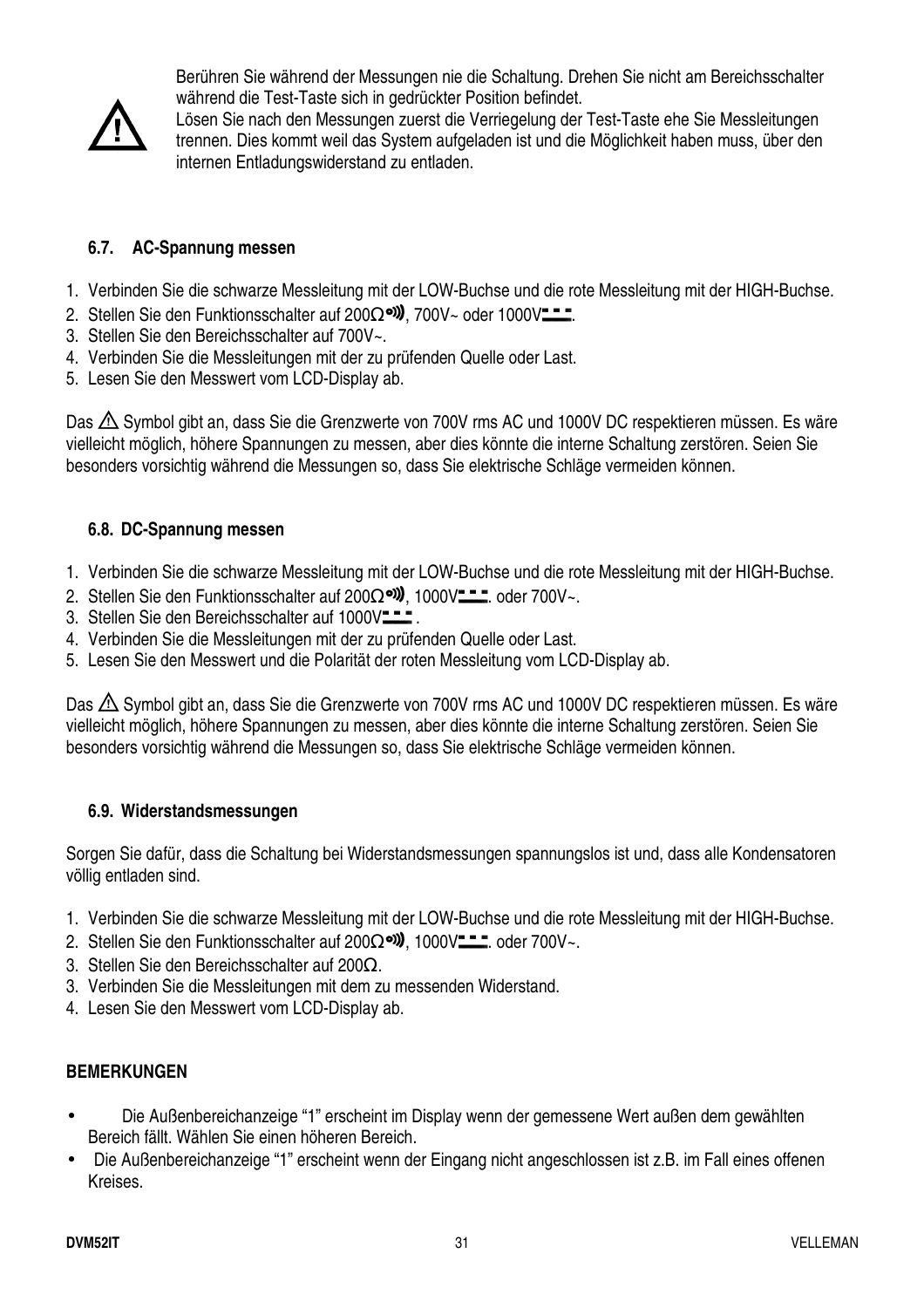⚠ Berühren Sie während der Messungen nie die Schaltung. Drehen Sie nicht am Bereichsschalter während die Test-Taste sich in gedrückter Position befindet.
Lösen Sie nach den Messungen zuerst die Verriegelung der Test-Taste ehe Sie Messleitungen trennen. Dies kommt weil das System aufgeladen ist und die Möglichkeit haben muss, über den internen Entladungswiderstand zu entladen.

### 6.7. AC-Spannung messen

1. Verbinden Sie die schwarze Messleitung mit der LOW-Buchse und die rote Messleitung mit der HIGH-Buchse.
2. Stellen Sie den Funktionsschalter auf 200Ω•))), 700V~ oder 1000V⎓.
3. Stellen Sie den Bereichsschalter auf 700V~.
4. Verbinden Sie die Messleitungen mit der zu prüfenden Quelle oder Last.
5. Lesen Sie den Messwert vom LCD-Display ab.

Das ⚠ Symbol gibt an, dass Sie die Grenzwerte von 700V rms AC und 1000V DC respektieren müssen. Es wäre vielleicht möglich, höhere Spannungen zu messen, aber dies könnte die interne Schaltung zerstören. Seien Sie besonders vorsichtig während die Messungen so, dass Sie elektrische Schläge vermeiden können.

### 6.8. DC-Spannung messen

1. Verbinden Sie die schwarze Messleitung mit der LOW-Buchse und die rote Messleitung mit der HIGH-Buchse.
2. Stellen Sie den Funktionsschalter auf 200Ω•))), 1000V⎓. oder 700V~.
3. Stellen Sie den Bereichsschalter auf 1000V⎓ .
4. Verbinden Sie die Messleitungen mit der zu prüfenden Quelle oder Last.
5. Lesen Sie den Messwert und die Polarität der roten Messleitung vom LCD-Display ab.

Das ⚠ Symbol gibt an, dass Sie die Grenzwerte von 700V rms AC und 1000V DC respektieren müssen. Es wäre vielleicht möglich, höhere Spannungen zu messen, aber dies könnte die interne Schaltung zerstören. Seien Sie besonders vorsichtig während die Messungen so, dass Sie elektrische Schläge vermeiden können.

### 6.9. Widerstandsmessungen

Sorgen Sie dafür, dass die Schaltung bei Widerstandsmessungen spannungslos ist und, dass alle Kondensatoren völlig entladen sind.

1. Verbinden Sie die schwarze Messleitung mit der LOW-Buchse und die rote Messleitung mit der HIGH-Buchse.
2. Stellen Sie den Funktionsschalter auf 200Ω•))), 1000V⎓. oder 700V~.
3. Stellen Sie den Bereichsschalter auf 200Ω.
3. Verbinden Sie die Messleitungen mit dem zu messenden Widerstand.
4. Lesen Sie den Messwert vom LCD-Display ab.

**BEMERKUNGEN**

- Die Außenbereichanzeige “1” erscheint im Display wenn der gemessene Wert außen dem gewählten Bereich fällt. Wählen Sie einen höheren Bereich.
- Die Außenbereichanzeige “1” erscheint wenn der Eingang nicht angeschlossen ist z.B. im Fall eines offenen Kreises.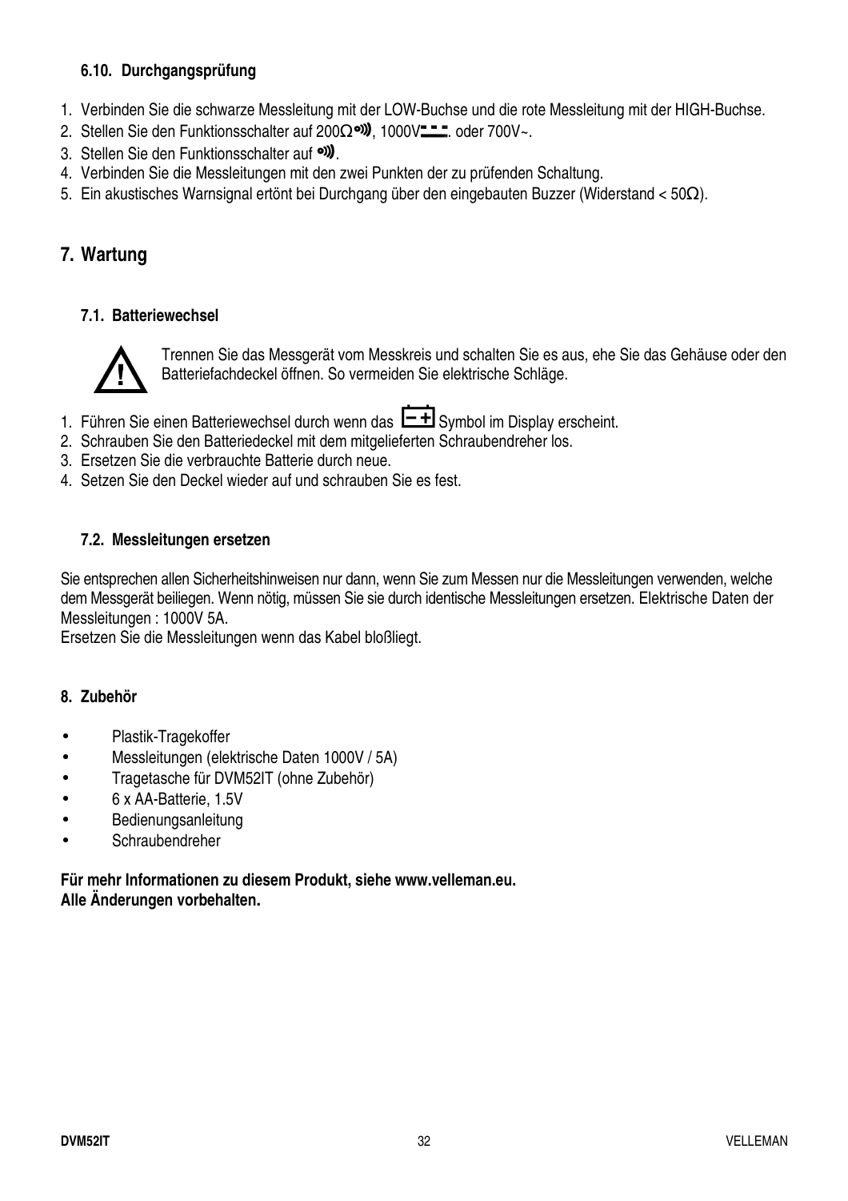### 6.10. Durchgangsprüfung

1. Verbinden Sie die schwarze Messleitung mit der LOW-Buchse und die rote Messleitung mit der HIGH-Buchse.
2. Stellen Sie den Funktionsschalter auf 200Ω•))), 1000V⎓. oder 700V~.
3. Stellen Sie den Funktionsschalter auf •))).
4. Verbinden Sie die Messleitungen mit den zwei Punkten der zu prüfenden Schaltung.
5. Ein akustisches Warnsignal ertönt bei Durchgang über den eingebauten Buzzer (Widerstand < 50Ω).

## 7. Wartung

### 7.1. Batteriewechsel

Trennen Sie das Messgerät vom Messkreis und schalten Sie es aus, ehe Sie das Gehäuse oder den Batteriefachdeckel öffnen. So vermeiden Sie elektrische Schläge.

1. Führen Sie einen Batteriewechsel durch wenn das Symbol im Display erscheint.
2. Schrauben Sie den Batteriedeckel mit dem mitgelieferten Schraubendreher los.
3. Ersetzen Sie die verbrauchte Batterie durch neue.
4. Setzen Sie den Deckel wieder auf und schrauben Sie es fest.

### 7.2. Messleitungen ersetzen

Sie entsprechen allen Sicherheitshinweisen nur dann, wenn Sie zum Messen nur die Messleitungen verwenden, welche dem Messgerät beiliegen. Wenn nötig, müssen Sie sie durch identische Messleitungen ersetzen. Elektrische Daten der Messleitungen : 1000V 5A.
Ersetzen Sie die Messleitungen wenn das Kabel bloßliegt.

## 8. Zubehör

- Plastik-Tragekoffer
- Messleitungen (elektrische Daten 1000V / 5A)
- Tragetasche für DVM52IT (ohne Zubehör)
- 6 x AA-Batterie, 1.5V
- Bedienungsanleitung
- Schraubendreher

**Für mehr Informationen zu diesem Produkt, siehe www.velleman.eu.**
**Alle Änderungen vorbehalten.**